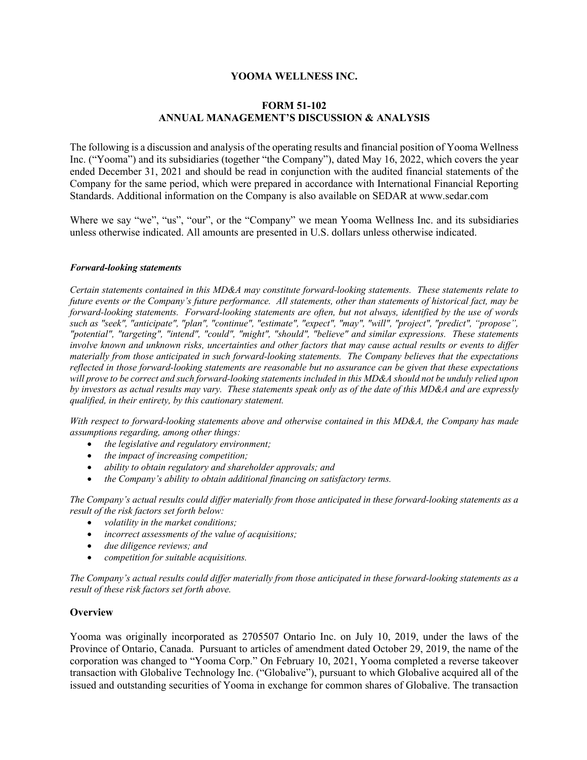# YOOMA WELLNESS INC.

## FORM 51-102
## ANNUAL MANAGEMENT'S DISCUSSION & ANALYSIS

The following is a discussion and analysis of the operating results and financial position of Yooma Wellness Inc. ("Yooma") and its subsidiaries (together "the Company"), dated May 16, 2022, which covers the year ended December 31, 2021 and should be read in conjunction with the audited financial statements of the Company for the same period, which were prepared in accordance with International Financial Reporting Standards. Additional information on the Company is also available on SEDAR at www.sedar.com

Where we say "we", "us", "our", or the "Company" we mean Yooma Wellness Inc. and its subsidiaries unless otherwise indicated. All amounts are presented in U.S. dollars unless otherwise indicated.

***Forward-looking statements***

*Certain statements contained in this MD&A may constitute forward-looking statements. These statements relate to future events or the Company's future performance. All statements, other than statements of historical fact, may be forward-looking statements. Forward-looking statements are often, but not always, identified by the use of words such as "seek", "anticipate", "plan", "continue", "estimate", "expect", "may", "will", "project", "predict", "propose", "potential", "targeting", "intend", "could", "might", "should", "believe" and similar expressions. These statements involve known and unknown risks, uncertainties and other factors that may cause actual results or events to differ materially from those anticipated in such forward-looking statements. The Company believes that the expectations reflected in those forward-looking statements are reasonable but no assurance can be given that these expectations will prove to be correct and such forward-looking statements included in this MD&A should not be unduly relied upon by investors as actual results may vary. These statements speak only as of the date of this MD&A and are expressly qualified, in their entirety, by this cautionary statement.*

*With respect to forward-looking statements above and otherwise contained in this MD&A, the Company has made assumptions regarding, among other things:*

- *the legislative and regulatory environment;*
- *the impact of increasing competition;*
- *ability to obtain regulatory and shareholder approvals; and*
- *the Company's ability to obtain additional financing on satisfactory terms.*

*The Company's actual results could differ materially from those anticipated in these forward-looking statements as a result of the risk factors set forth below:*

- *volatility in the market conditions;*
- *incorrect assessments of the value of acquisitions;*
- *due diligence reviews; and*
- *competition for suitable acquisitions.*

*The Company's actual results could differ materially from those anticipated in these forward-looking statements as a result of these risk factors set forth above.*

## Overview

Yooma was originally incorporated as 2705507 Ontario Inc. on July 10, 2019, under the laws of the Province of Ontario, Canada. Pursuant to articles of amendment dated October 29, 2019, the name of the corporation was changed to "Yooma Corp." On February 10, 2021, Yooma completed a reverse takeover transaction with Globalive Technology Inc. ("Globalive"), pursuant to which Globalive acquired all of the issued and outstanding securities of Yooma in exchange for common shares of Globalive. The transaction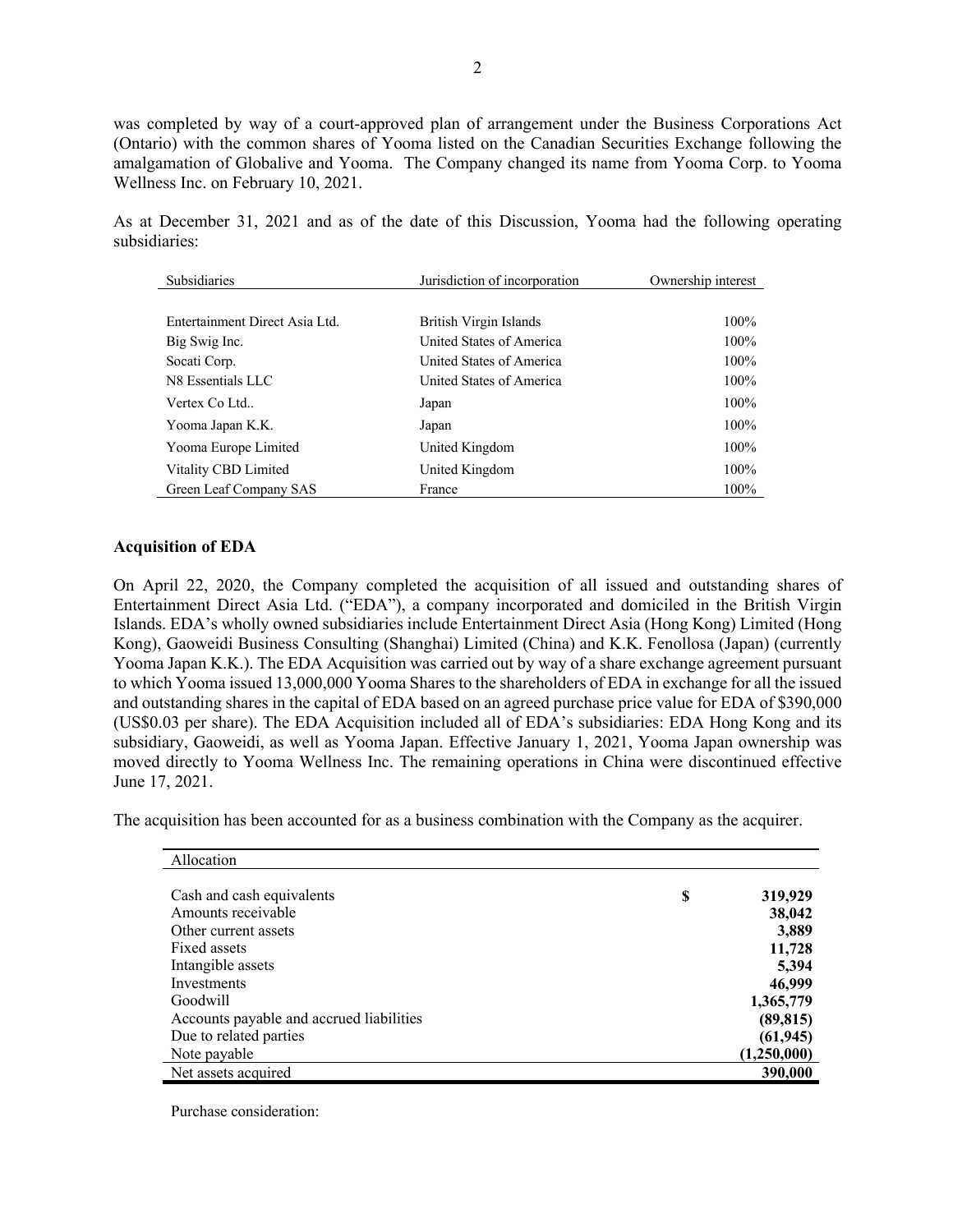was completed by way of a court-approved plan of arrangement under the Business Corporations Act (Ontario) with the common shares of Yooma listed on the Canadian Securities Exchange following the amalgamation of Globalive and Yooma. The Company changed its name from Yooma Corp. to Yooma Wellness Inc. on February 10, 2021.

As at December 31, 2021 and as of the date of this Discussion, Yooma had the following operating subsidiaries:

| Subsidiaries | Jurisdiction of incorporation | Ownership interest |
|---|---|---|
| Entertainment Direct Asia Ltd. | British Virgin Islands | 100% |
| Big Swig Inc. | United States of America | 100% |
| Socati Corp. | United States of America | 100% |
| N8 Essentials LLC | United States of America | 100% |
| Vertex Co Ltd.. | Japan | 100% |
| Yooma Japan K.K. | Japan | 100% |
| Yooma Europe Limited | United Kingdom | 100% |
| Vitality CBD Limited | United Kingdom | 100% |
| Green Leaf Company SAS | France | 100% |

**Acquisition of EDA**

On April 22, 2020, the Company completed the acquisition of all issued and outstanding shares of Entertainment Direct Asia Ltd. ("EDA"), a company incorporated and domiciled in the British Virgin Islands. EDA's wholly owned subsidiaries include Entertainment Direct Asia (Hong Kong) Limited (Hong Kong), Gaoweidi Business Consulting (Shanghai) Limited (China) and K.K. Fenollosa (Japan) (currently Yooma Japan K.K.). The EDA Acquisition was carried out by way of a share exchange agreement pursuant to which Yooma issued 13,000,000 Yooma Shares to the shareholders of EDA in exchange for all the issued and outstanding shares in the capital of EDA based on an agreed purchase price value for EDA of $390,000 (US$0.03 per share). The EDA Acquisition included all of EDA's subsidiaries: EDA Hong Kong and its subsidiary, Gaoweidi, as well as Yooma Japan. Effective January 1, 2021, Yooma Japan ownership was moved directly to Yooma Wellness Inc. The remaining operations in China were discontinued effective June 17, 2021.

The acquisition has been accounted for as a business combination with the Company as the acquirer.

| Allocation | | |
|---|---|---|
| Cash and cash equivalents | $ | **319,929** |
| Amounts receivable | | **38,042** |
| Other current assets | | **3,889** |
| Fixed assets | | **11,728** |
| Intangible assets | | **5,394** |
| Investments | | **46,999** |
| Goodwill | | **1,365,779** |
| Accounts payable and accrued liabilities | | **(89,815)** |
| Due to related parties | | **(61,945)** |
| Note payable | | **(1,250,000)** |
| Net assets acquired | | **390,000** |

Purchase consideration: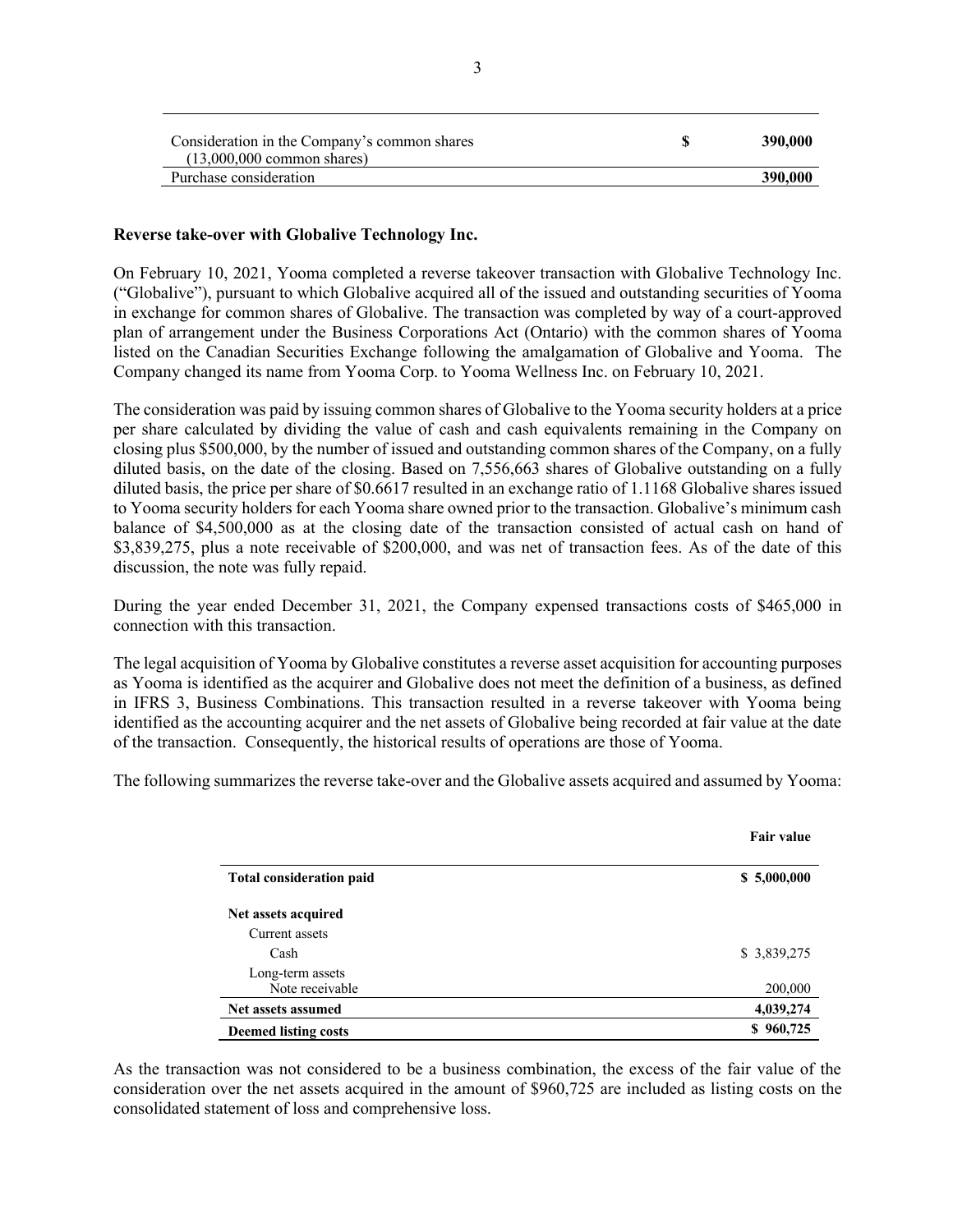| | | |
|---|---|---|
| Consideration in the Company's common shares (13,000,000 common shares) | $ | 390,000 |
| Purchase consideration | | **390,000** |

**Reverse take-over with Globalive Technology Inc.**

On February 10, 2021, Yooma completed a reverse takeover transaction with Globalive Technology Inc. ("Globalive"), pursuant to which Globalive acquired all of the issued and outstanding securities of Yooma in exchange for common shares of Globalive. The transaction was completed by way of a court-approved plan of arrangement under the Business Corporations Act (Ontario) with the common shares of Yooma listed on the Canadian Securities Exchange following the amalgamation of Globalive and Yooma. The Company changed its name from Yooma Corp. to Yooma Wellness Inc. on February 10, 2021.

The consideration was paid by issuing common shares of Globalive to the Yooma security holders at a price per share calculated by dividing the value of cash and cash equivalents remaining in the Company on closing plus $500,000, by the number of issued and outstanding common shares of the Company, on a fully diluted basis, on the date of the closing. Based on 7,556,663 shares of Globalive outstanding on a fully diluted basis, the price per share of $0.6617 resulted in an exchange ratio of 1.1168 Globalive shares issued to Yooma security holders for each Yooma share owned prior to the transaction. Globalive's minimum cash balance of $4,500,000 as at the closing date of the transaction consisted of actual cash on hand of $3,839,275, plus a note receivable of $200,000, and was net of transaction fees. As of the date of this discussion, the note was fully repaid.

During the year ended December 31, 2021, the Company expensed transactions costs of $465,000 in connection with this transaction.

The legal acquisition of Yooma by Globalive constitutes a reverse asset acquisition for accounting purposes as Yooma is identified as the acquirer and Globalive does not meet the definition of a business, as defined in IFRS 3, Business Combinations. This transaction resulted in a reverse takeover with Yooma being identified as the accounting acquirer and the net assets of Globalive being recorded at fair value at the date of the transaction. Consequently, the historical results of operations are those of Yooma.

The following summarizes the reverse take-over and the Globalive assets acquired and assumed by Yooma:

| | **Fair value** |
|---|---|
| **Total consideration paid** | **$ 5,000,000** |
| **Net assets acquired** | |
| Current assets | |
| Cash | $ 3,839,275 |
| Long-term assets | |
| Note receivable | 200,000 |
| **Net assets assumed** | **4,039,274** |
| **Deemed listing costs** | **$ 960,725** |

As the transaction was not considered to be a business combination, the excess of the fair value of the consideration over the net assets acquired in the amount of $960,725 are included as listing costs on the consolidated statement of loss and comprehensive loss.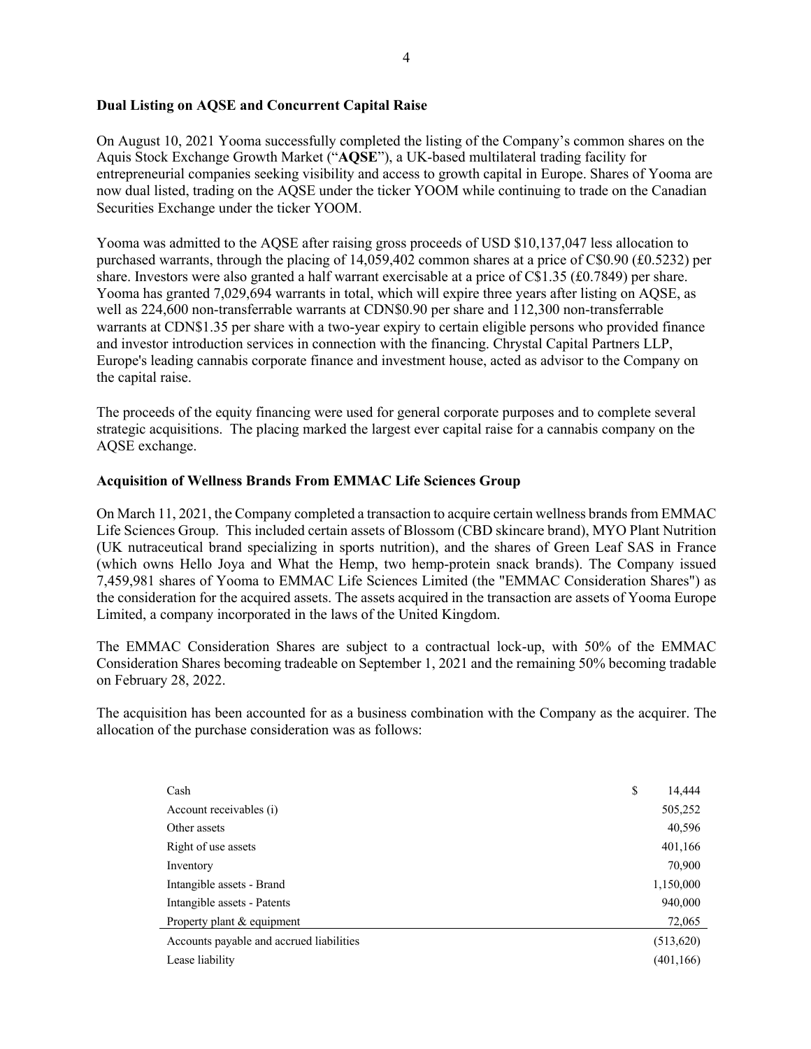### Dual Listing on AQSE and Concurrent Capital Raise

On August 10, 2021 Yooma successfully completed the listing of the Company's common shares on the Aquis Stock Exchange Growth Market ("**AQSE**"), a UK-based multilateral trading facility for entrepreneurial companies seeking visibility and access to growth capital in Europe. Shares of Yooma are now dual listed, trading on the AQSE under the ticker YOOM while continuing to trade on the Canadian Securities Exchange under the ticker YOOM.

Yooma was admitted to the AQSE after raising gross proceeds of USD $10,137,047 less allocation to purchased warrants, through the placing of 14,059,402 common shares at a price of C$0.90 (£0.5232) per share. Investors were also granted a half warrant exercisable at a price of C$1.35 (£0.7849) per share. Yooma has granted 7,029,694 warrants in total, which will expire three years after listing on AQSE, as well as 224,600 non-transferrable warrants at CDN$0.90 per share and 112,300 non-transferrable warrants at CDN$1.35 per share with a two-year expiry to certain eligible persons who provided finance and investor introduction services in connection with the financing. Chrystal Capital Partners LLP, Europe's leading cannabis corporate finance and investment house, acted as advisor to the Company on the capital raise.

The proceeds of the equity financing were used for general corporate purposes and to complete several strategic acquisitions. The placing marked the largest ever capital raise for a cannabis company on the AQSE exchange.

### Acquisition of Wellness Brands From EMMAC Life Sciences Group

On March 11, 2021, the Company completed a transaction to acquire certain wellness brands from EMMAC Life Sciences Group. This included certain assets of Blossom (CBD skincare brand), MYO Plant Nutrition (UK nutraceutical brand specializing in sports nutrition), and the shares of Green Leaf SAS in France (which owns Hello Joya and What the Hemp, two hemp-protein snack brands). The Company issued 7,459,981 shares of Yooma to EMMAC Life Sciences Limited (the "EMMAC Consideration Shares") as the consideration for the acquired assets. The assets acquired in the transaction are assets of Yooma Europe Limited, a company incorporated in the laws of the United Kingdom.

The EMMAC Consideration Shares are subject to a contractual lock-up, with 50% of the EMMAC Consideration Shares becoming tradeable on September 1, 2021 and the remaining 50% becoming tradable on February 28, 2022.

The acquisition has been accounted for as a business combination with the Company as the acquirer. The allocation of the purchase consideration was as follows:

| | |
|---|---|
| Cash | $ 14,444 |
| Account receivables (i) | 505,252 |
| Other assets | 40,596 |
| Right of use assets | 401,166 |
| Inventory | 70,900 |
| Intangible assets - Brand | 1,150,000 |
| Intangible assets - Patents | 940,000 |
| Property plant & equipment | 72,065 |
| Accounts payable and accrued liabilities | (513,620) |
| Lease liability | (401,166) |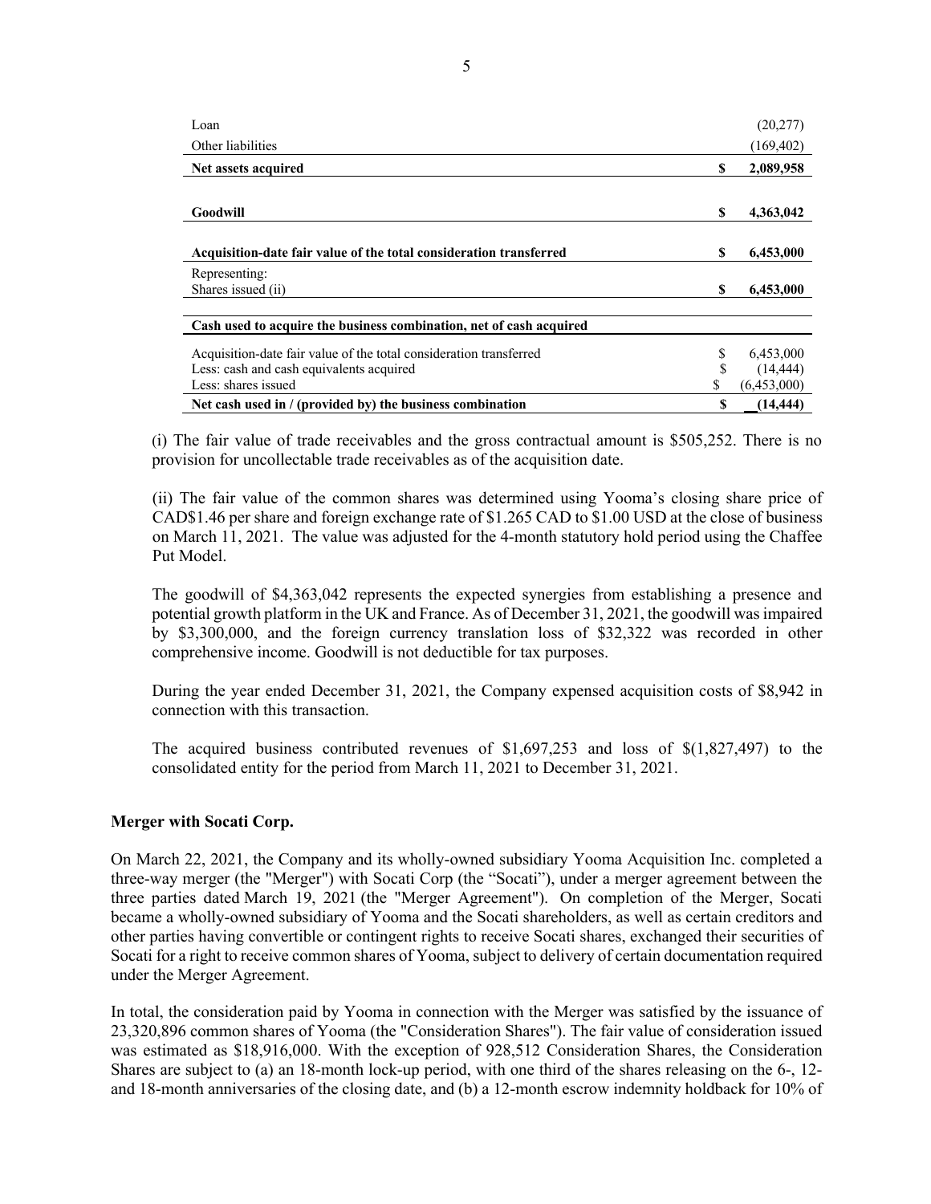| | | |
|---|---|---|
| Loan | | (20,277) |
| Other liabilities | | (169,402) |
| **Net assets acquired** | **$** | **2,089,958** |
| | | |
| **Goodwill** | **$** | **4,363,042** |
| | | |
| **Acquisition-date fair value of the total consideration transferred** | **$** | **6,453,000** |
| Representing: | | |
| Shares issued (ii) | **$** | **6,453,000** |
| | | |
| **Cash used to acquire the business combination, net of cash acquired** | | |
| Acquisition-date fair value of the total consideration transferred | $ | 6,453,000 |
| Less: cash and cash equivalents acquired | $ | (14,444) |
| Less: shares issued | $ | (6,453,000) |
| **Net cash used in / (provided by) the business combination** | **$** | **(14,444)** |

(i) The fair value of trade receivables and the gross contractual amount is $505,252. There is no provision for uncollectable trade receivables as of the acquisition date.

(ii) The fair value of the common shares was determined using Yooma's closing share price of CAD$1.46 per share and foreign exchange rate of $1.265 CAD to $1.00 USD at the close of business on March 11, 2021. The value was adjusted for the 4-month statutory hold period using the Chaffee Put Model.

The goodwill of $4,363,042 represents the expected synergies from establishing a presence and potential growth platform in the UK and France. As of December 31, 2021, the goodwill was impaired by $3,300,000, and the foreign currency translation loss of $32,322 was recorded in other comprehensive income. Goodwill is not deductible for tax purposes.

During the year ended December 31, 2021, the Company expensed acquisition costs of $8,942 in connection with this transaction.

The acquired business contributed revenues of $1,697,253 and loss of $(1,827,497) to the consolidated entity for the period from March 11, 2021 to December 31, 2021.

**Merger with Socati Corp.**

On March 22, 2021, the Company and its wholly-owned subsidiary Yooma Acquisition Inc. completed a three-way merger (the "Merger") with Socati Corp (the "Socati"), under a merger agreement between the three parties dated March 19, 2021 (the "Merger Agreement"). On completion of the Merger, Socati became a wholly-owned subsidiary of Yooma and the Socati shareholders, as well as certain creditors and other parties having convertible or contingent rights to receive Socati shares, exchanged their securities of Socati for a right to receive common shares of Yooma, subject to delivery of certain documentation required under the Merger Agreement.

In total, the consideration paid by Yooma in connection with the Merger was satisfied by the issuance of 23,320,896 common shares of Yooma (the "Consideration Shares"). The fair value of consideration issued was estimated as $18,916,000. With the exception of 928,512 Consideration Shares, the Consideration Shares are subject to (a) an 18-month lock-up period, with one third of the shares releasing on the 6-, 12- and 18-month anniversaries of the closing date, and (b) a 12-month escrow indemnity holdback for 10% of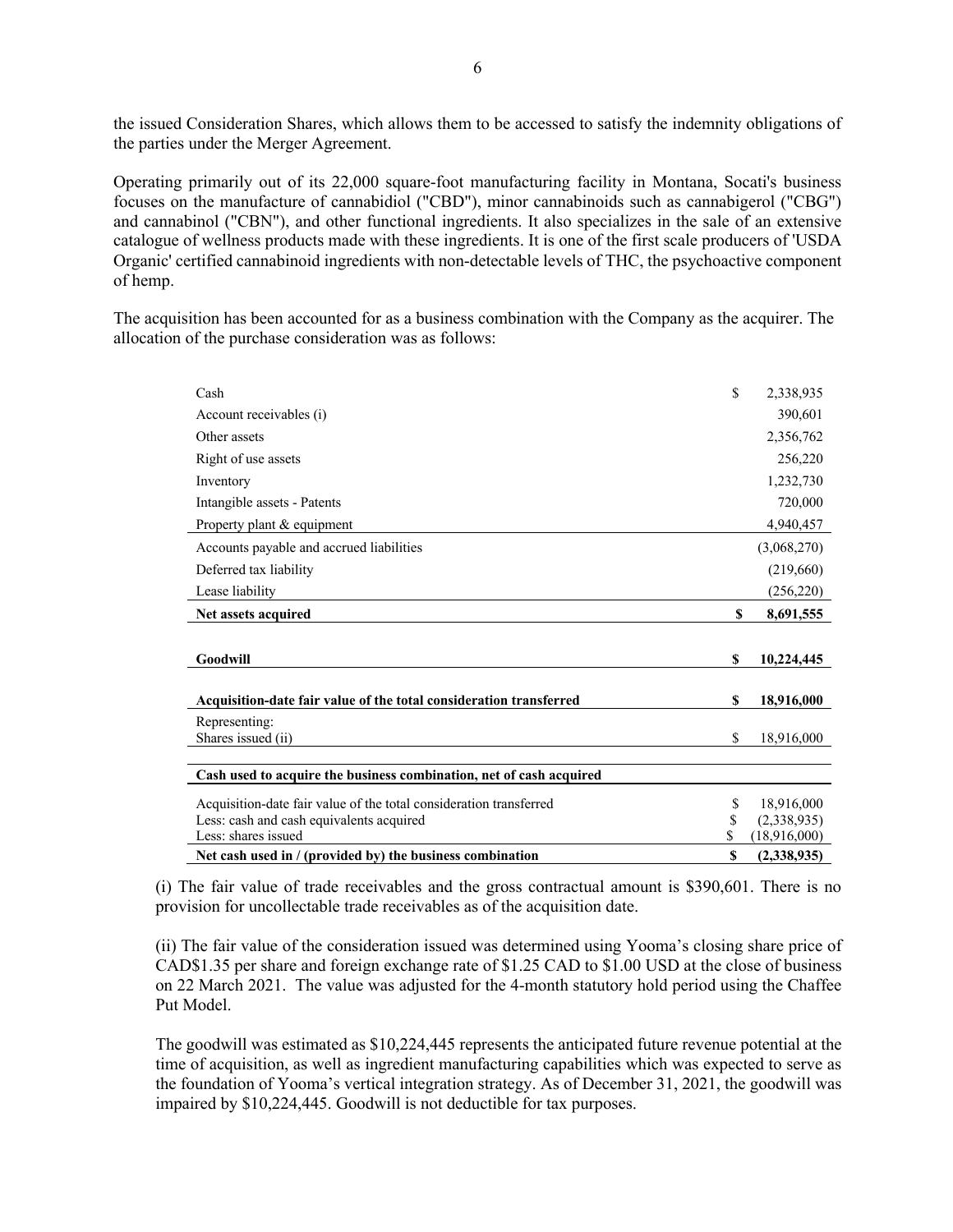the issued Consideration Shares, which allows them to be accessed to satisfy the indemnity obligations of the parties under the Merger Agreement.

Operating primarily out of its 22,000 square-foot manufacturing facility in Montana, Socati's business focuses on the manufacture of cannabidiol ("CBD"), minor cannabinoids such as cannabigerol ("CBG") and cannabinol ("CBN"), and other functional ingredients. It also specializes in the sale of an extensive catalogue of wellness products made with these ingredients. It is one of the first scale producers of 'USDA Organic' certified cannabinoid ingredients with non-detectable levels of THC, the psychoactive component of hemp.

The acquisition has been accounted for as a business combination with the Company as the acquirer. The allocation of the purchase consideration was as follows:

| | | |
|---|---|---|
| Cash | $ | 2,338,935 |
| Account receivables (i) | | 390,601 |
| Other assets | | 2,356,762 |
| Right of use assets | | 256,220 |
| Inventory | | 1,232,730 |
| Intangible assets - Patents | | 720,000 |
| Property plant & equipment | | 4,940,457 |
| Accounts payable and accrued liabilities | | (3,068,270) |
| Deferred tax liability | | (219,660) |
| Lease liability | | (256,220) |
| **Net assets acquired** | **$** | **8,691,555** |
| | | |
| **Goodwill** | **$** | **10,224,445** |
| | | |
| **Acquisition-date fair value of the total consideration transferred** | **$** | **18,916,000** |
| Representing:<br>Shares issued (ii) | $ | 18,916,000 |
| | | |
| **Cash used to acquire the business combination, net of cash acquired** | | |
| Acquisition-date fair value of the total consideration transferred | $ | 18,916,000 |
| Less: cash and cash equivalents acquired | $ | (2,338,935) |
| Less: shares issued | $ | (18,916,000) |
| **Net cash used in / (provided by) the business combination** | **$** | **(2,338,935)** |

(i) The fair value of trade receivables and the gross contractual amount is $390,601. There is no provision for uncollectable trade receivables as of the acquisition date.

(ii) The fair value of the consideration issued was determined using Yooma's closing share price of CAD$1.35 per share and foreign exchange rate of $1.25 CAD to $1.00 USD at the close of business on 22 March 2021. The value was adjusted for the 4-month statutory hold period using the Chaffee Put Model.

The goodwill was estimated as $10,224,445 represents the anticipated future revenue potential at the time of acquisition, as well as ingredient manufacturing capabilities which was expected to serve as the foundation of Yooma's vertical integration strategy. As of December 31, 2021, the goodwill was impaired by $10,224,445. Goodwill is not deductible for tax purposes.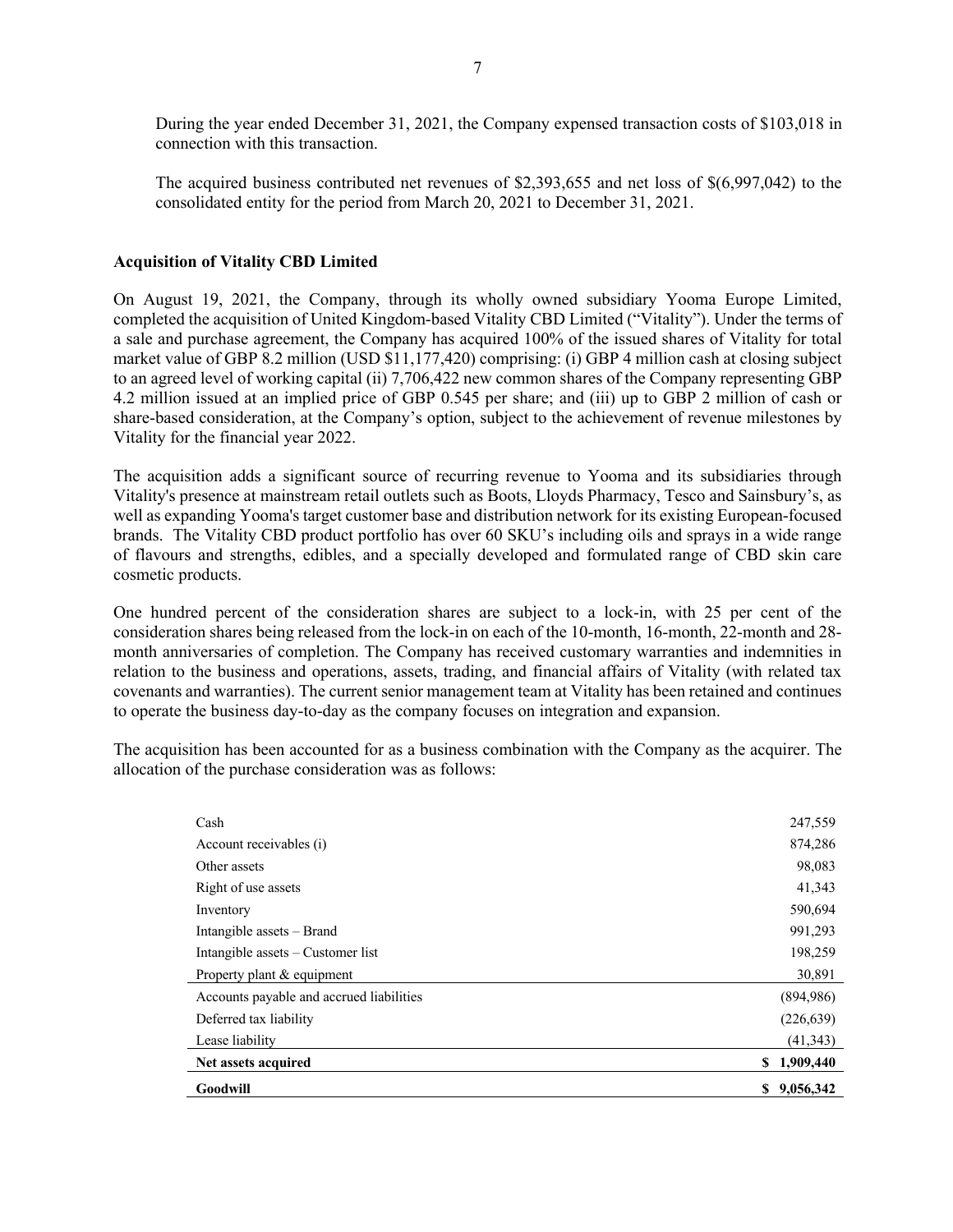During the year ended December 31, 2021, the Company expensed transaction costs of $103,018 in connection with this transaction.

The acquired business contributed net revenues of $2,393,655 and net loss of $(6,997,042) to the consolidated entity for the period from March 20, 2021 to December 31, 2021.

**Acquisition of Vitality CBD Limited**

On August 19, 2021, the Company, through its wholly owned subsidiary Yooma Europe Limited, completed the acquisition of United Kingdom-based Vitality CBD Limited ("Vitality"). Under the terms of a sale and purchase agreement, the Company has acquired 100% of the issued shares of Vitality for total market value of GBP 8.2 million (USD $11,177,420) comprising: (i) GBP 4 million cash at closing subject to an agreed level of working capital (ii) 7,706,422 new common shares of the Company representing GBP 4.2 million issued at an implied price of GBP 0.545 per share; and (iii) up to GBP 2 million of cash or share-based consideration, at the Company's option, subject to the achievement of revenue milestones by Vitality for the financial year 2022.

The acquisition adds a significant source of recurring revenue to Yooma and its subsidiaries through Vitality's presence at mainstream retail outlets such as Boots, Lloyds Pharmacy, Tesco and Sainsbury's, as well as expanding Yooma's target customer base and distribution network for its existing European-focused brands. The Vitality CBD product portfolio has over 60 SKU's including oils and sprays in a wide range of flavours and strengths, edibles, and a specially developed and formulated range of CBD skin care cosmetic products.

One hundred percent of the consideration shares are subject to a lock-in, with 25 per cent of the consideration shares being released from the lock-in on each of the 10-month, 16-month, 22-month and 28-month anniversaries of completion. The Company has received customary warranties and indemnities in relation to the business and operations, assets, trading, and financial affairs of Vitality (with related tax covenants and warranties). The current senior management team at Vitality has been retained and continues to operate the business day-to-day as the company focuses on integration and expansion.

The acquisition has been accounted for as a business combination with the Company as the acquirer. The allocation of the purchase consideration was as follows:

| | |
|---|---:|
| Cash | 247,559 |
| Account receivables (i) | 874,286 |
| Other assets | 98,083 |
| Right of use assets | 41,343 |
| Inventory | 590,694 |
| Intangible assets – Brand | 991,293 |
| Intangible assets – Customer list | 198,259 |
| Property plant & equipment | 30,891 |
| Accounts payable and accrued liabilities | (894,986) |
| Deferred tax liability | (226,639) |
| Lease liability | (41,343) |
| **Net assets acquired** | **$ 1,909,440** |
| **Goodwill** | **$ 9,056,342** |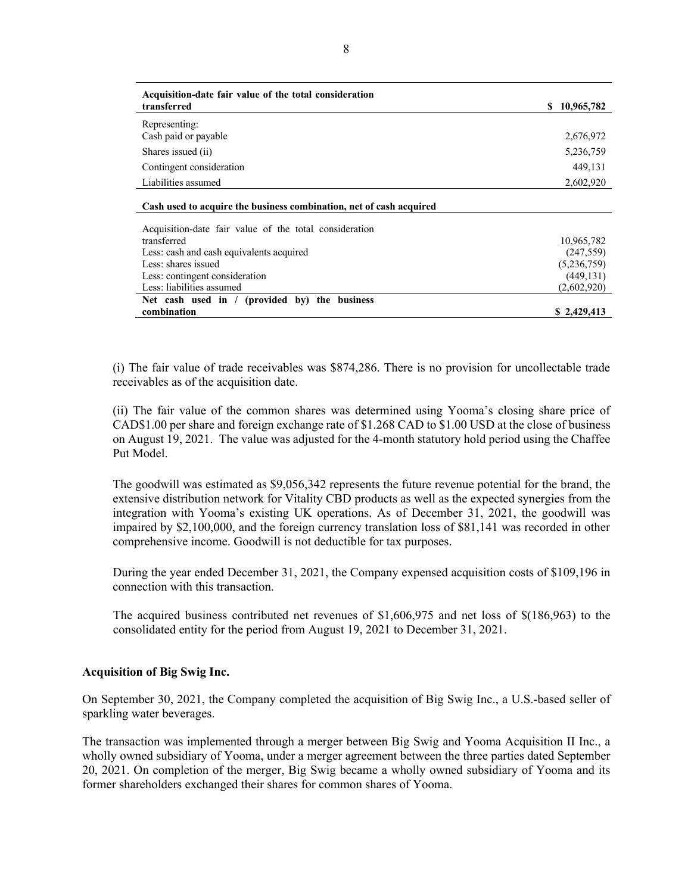| **Acquisition-date fair value of the total consideration transferred** | **$ 10,965,782** |
|---|---|
| Representing: | |
| Cash paid or payable | 2,676,972 |
| Shares issued (ii) | 5,236,759 |
| Contingent consideration | 449,131 |
| Liabilities assumed | 2,602,920 |

| **Cash used to acquire the business combination, net of cash acquired** | |
|---|---|
| Acquisition-date fair value of the total consideration transferred | 10,965,782 |
| Less: cash and cash equivalents acquired | (247,559) |
| Less: shares issued | (5,236,759) |
| Less: contingent consideration | (449,131) |
| Less: liabilities assumed | (2,602,920) |
| **Net cash used in / (provided by) the business combination** | **$ 2,429,413** |

(i) The fair value of trade receivables was $874,286. There is no provision for uncollectable trade receivables as of the acquisition date.

(ii) The fair value of the common shares was determined using Yooma's closing share price of CAD$1.00 per share and foreign exchange rate of $1.268 CAD to $1.00 USD at the close of business on August 19, 2021. The value was adjusted for the 4-month statutory hold period using the Chaffee Put Model.

The goodwill was estimated as $9,056,342 represents the future revenue potential for the brand, the extensive distribution network for Vitality CBD products as well as the expected synergies from the integration with Yooma's existing UK operations. As of December 31, 2021, the goodwill was impaired by $2,100,000, and the foreign currency translation loss of $81,141 was recorded in other comprehensive income. Goodwill is not deductible for tax purposes.

During the year ended December 31, 2021, the Company expensed acquisition costs of $109,196 in connection with this transaction.

The acquired business contributed net revenues of $1,606,975 and net loss of $(186,963) to the consolidated entity for the period from August 19, 2021 to December 31, 2021.

**Acquisition of Big Swig Inc.**

On September 30, 2021, the Company completed the acquisition of Big Swig Inc., a U.S.-based seller of sparkling water beverages.

The transaction was implemented through a merger between Big Swig and Yooma Acquisition II Inc., a wholly owned subsidiary of Yooma, under a merger agreement between the three parties dated September 20, 2021. On completion of the merger, Big Swig became a wholly owned subsidiary of Yooma and its former shareholders exchanged their shares for common shares of Yooma.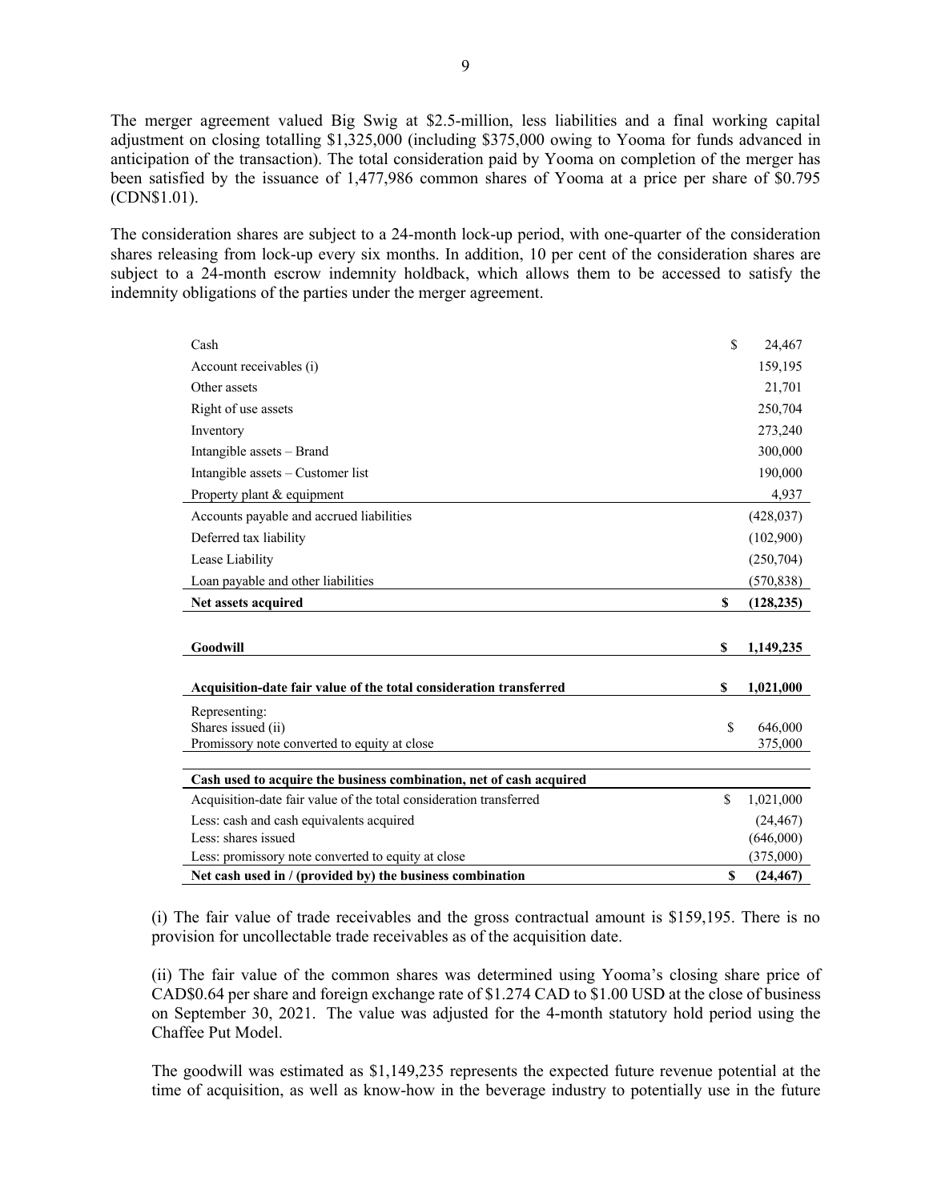The merger agreement valued Big Swig at $2.5-million, less liabilities and a final working capital adjustment on closing totalling $1,325,000 (including $375,000 owing to Yooma for funds advanced in anticipation of the transaction). The total consideration paid by Yooma on completion of the merger has been satisfied by the issuance of 1,477,986 common shares of Yooma at a price per share of $0.795 (CDN$1.01).

The consideration shares are subject to a 24-month lock-up period, with one-quarter of the consideration shares releasing from lock-up every six months. In addition, 10 per cent of the consideration shares are subject to a 24-month escrow indemnity holdback, which allows them to be accessed to satisfy the indemnity obligations of the parties under the merger agreement.

| | | |
|---|---|---|
| Cash | $ | 24,467 |
| Account receivables (i) | | 159,195 |
| Other assets | | 21,701 |
| Right of use assets | | 250,704 |
| Inventory | | 273,240 |
| Intangible assets – Brand | | 300,000 |
| Intangible assets – Customer list | | 190,000 |
| Property plant & equipment | | 4,937 |
| Accounts payable and accrued liabilities | | (428,037) |
| Deferred tax liability | | (102,900) |
| Lease Liability | | (250,704) |
| Loan payable and other liabilities | | (570,838) |
| **Net assets acquired** | **$** | **(128,235)** |
| | | |
| **Goodwill** | **$** | **1,149,235** |
| | | |
| **Acquisition-date fair value of the total consideration transferred** | **$** | **1,021,000** |
| Representing: | | |
| Shares issued (ii) | $ | 646,000 |
| Promissory note converted to equity at close | | 375,000 |
| | | |
| **Cash used to acquire the business combination, net of cash acquired** | | |
| Acquisition-date fair value of the total consideration transferred | $ | 1,021,000 |
| Less: cash and cash equivalents acquired | | (24,467) |
| Less: shares issued | | (646,000) |
| Less: promissory note converted to equity at close | | (375,000) |
| **Net cash used in / (provided by) the business combination** | **$** | **(24,467)** |

(i) The fair value of trade receivables and the gross contractual amount is $159,195. There is no provision for uncollectable trade receivables as of the acquisition date.

(ii) The fair value of the common shares was determined using Yooma's closing share price of CAD$0.64 per share and foreign exchange rate of $1.274 CAD to $1.00 USD at the close of business on September 30, 2021. The value was adjusted for the 4-month statutory hold period using the Chaffee Put Model.

The goodwill was estimated as $1,149,235 represents the expected future revenue potential at the time of acquisition, as well as know-how in the beverage industry to potentially use in the future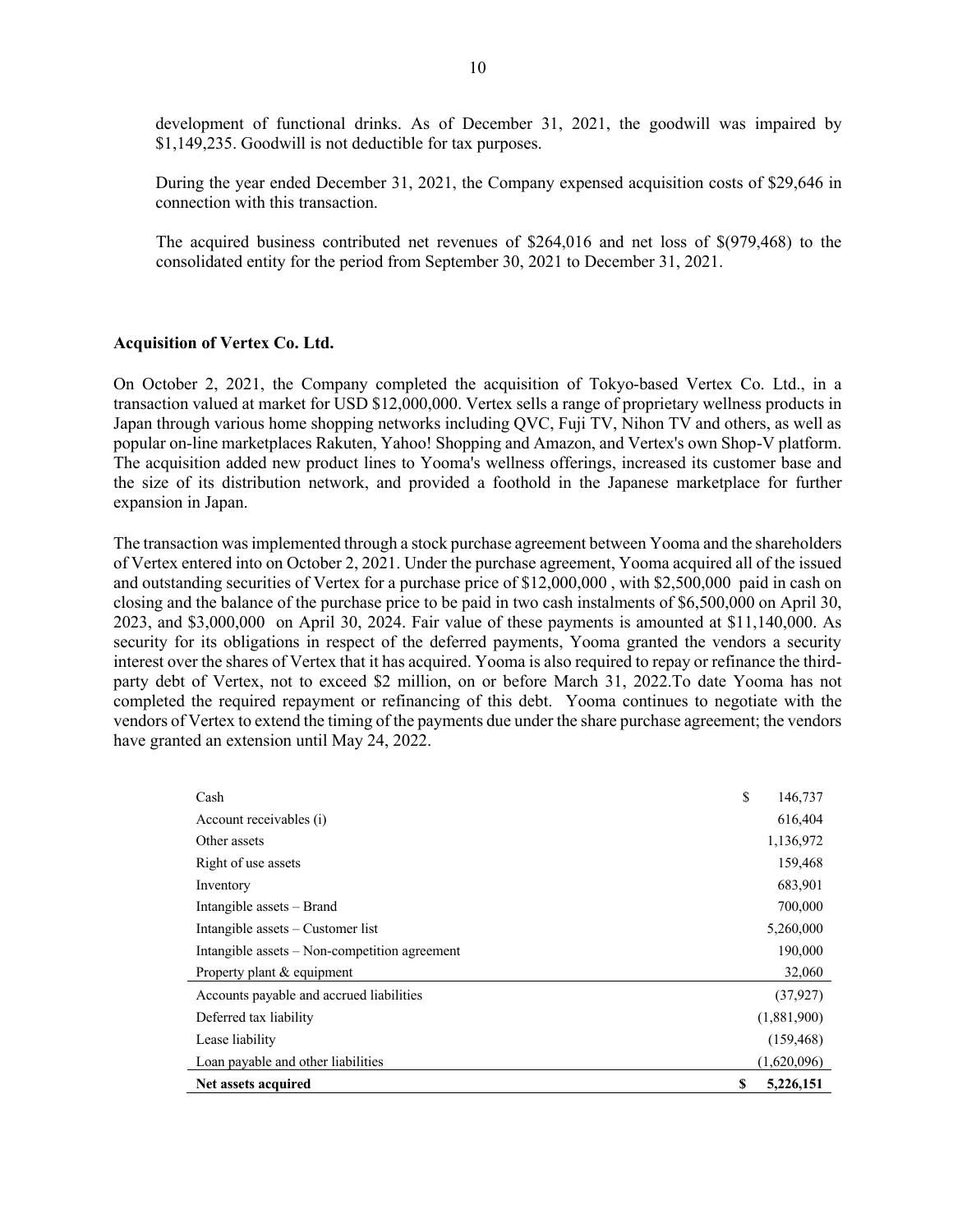development of functional drinks. As of December 31, 2021, the goodwill was impaired by $1,149,235. Goodwill is not deductible for tax purposes.

During the year ended December 31, 2021, the Company expensed acquisition costs of $29,646 in connection with this transaction.

The acquired business contributed net revenues of $264,016 and net loss of $(979,468) to the consolidated entity for the period from September 30, 2021 to December 31, 2021.

**Acquisition of Vertex Co. Ltd.**

On October 2, 2021, the Company completed the acquisition of Tokyo-based Vertex Co. Ltd., in a transaction valued at market for USD $12,000,000. Vertex sells a range of proprietary wellness products in Japan through various home shopping networks including QVC, Fuji TV, Nihon TV and others, as well as popular on-line marketplaces Rakuten, Yahoo! Shopping and Amazon, and Vertex's own Shop-V platform. The acquisition added new product lines to Yooma's wellness offerings, increased its customer base and the size of its distribution network, and provided a foothold in the Japanese marketplace for further expansion in Japan.

The transaction was implemented through a stock purchase agreement between Yooma and the shareholders of Vertex entered into on October 2, 2021. Under the purchase agreement, Yooma acquired all of the issued and outstanding securities of Vertex for a purchase price of $12,000,000 , with $2,500,000 paid in cash on closing and the balance of the purchase price to be paid in two cash instalments of $6,500,000 on April 30, 2023, and $3,000,000 on April 30, 2024. Fair value of these payments is amounted at $11,140,000. As security for its obligations in respect of the deferred payments, Yooma granted the vendors a security interest over the shares of Vertex that it has acquired. Yooma is also required to repay or refinance the third-party debt of Vertex, not to exceed $2 million, on or before March 31, 2022.To date Yooma has not completed the required repayment or refinancing of this debt. Yooma continues to negotiate with the vendors of Vertex to extend the timing of the payments due under the share purchase agreement; the vendors have granted an extension until May 24, 2022.

| | |
|---|---|
| Cash | $ 146,737 |
| Account receivables (i) | 616,404 |
| Other assets | 1,136,972 |
| Right of use assets | 159,468 |
| Inventory | 683,901 |
| Intangible assets – Brand | 700,000 |
| Intangible assets – Customer list | 5,260,000 |
| Intangible assets – Non-competition agreement | 190,000 |
| Property plant & equipment | 32,060 |
| Accounts payable and accrued liabilities | (37,927) |
| Deferred tax liability | (1,881,900) |
| Lease liability | (159,468) |
| Loan payable and other liabilities | (1,620,096) |
| **Net assets acquired** | **$ 5,226,151** |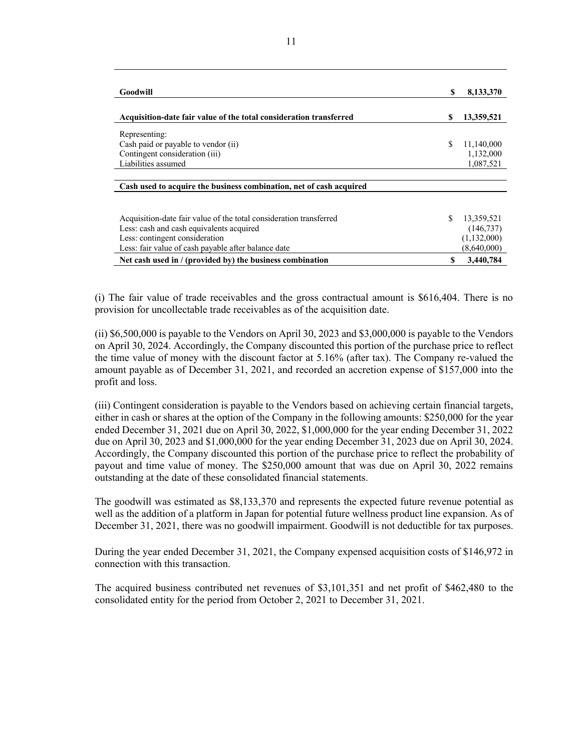| | | |
|---|---|---|
| **Goodwill** | **$** | **8,133,370** |
| | | |
| **Acquisition-date fair value of the total consideration transferred** | **$** | **13,359,521** |
| Representing: | | |
| Cash paid or payable to vendor (ii) | $ | 11,140,000 |
| Contingent consideration (iii) | | 1,132,000 |
| Liabilities assumed | | 1,087,521 |
| | | |
| **Cash used to acquire the business combination, net of cash acquired** | | |
| | | |
| Acquisition-date fair value of the total consideration transferred | $ | 13,359,521 |
| Less: cash and cash equivalents acquired | | (146,737) |
| Less: contingent consideration | | (1,132,000) |
| Less: fair value of cash payable after balance date | | (8,640,000) |
| **Net cash used in / (provided by) the business combination** | **$** | **3,440,784** |

(i) The fair value of trade receivables and the gross contractual amount is $616,404. There is no provision for uncollectable trade receivables as of the acquisition date.

(ii) $6,500,000 is payable to the Vendors on April 30, 2023 and $3,000,000 is payable to the Vendors on April 30, 2024. Accordingly, the Company discounted this portion of the purchase price to reflect the time value of money with the discount factor at 5.16% (after tax). The Company re-valued the amount payable as of December 31, 2021, and recorded an accretion expense of $157,000 into the profit and loss.

(iii) Contingent consideration is payable to the Vendors based on achieving certain financial targets, either in cash or shares at the option of the Company in the following amounts: $250,000 for the year ended December 31, 2021 due on April 30, 2022, $1,000,000 for the year ending December 31, 2022 due on April 30, 2023 and $1,000,000 for the year ending December 31, 2023 due on April 30, 2024. Accordingly, the Company discounted this portion of the purchase price to reflect the probability of payout and time value of money. The $250,000 amount that was due on April 30, 2022 remains outstanding at the date of these consolidated financial statements.

The goodwill was estimated as $8,133,370 and represents the expected future revenue potential as well as the addition of a platform in Japan for potential future wellness product line expansion. As of December 31, 2021, there was no goodwill impairment. Goodwill is not deductible for tax purposes.

During the year ended December 31, 2021, the Company expensed acquisition costs of $146,972 in connection with this transaction.

The acquired business contributed net revenues of $3,101,351 and net profit of $462,480 to the consolidated entity for the period from October 2, 2021 to December 31, 2021.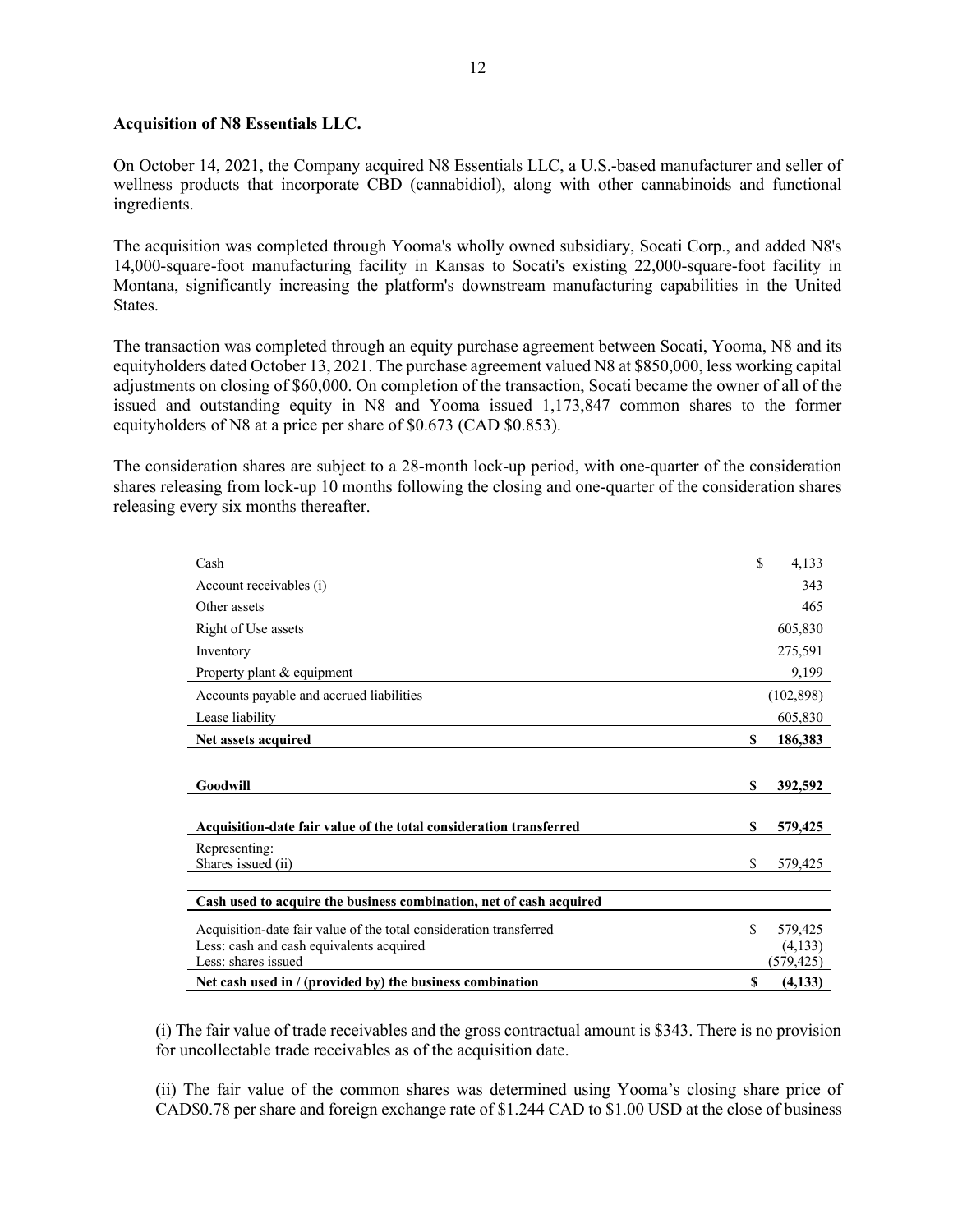**Acquisition of N8 Essentials LLC.**

On October 14, 2021, the Company acquired N8 Essentials LLC, a U.S.-based manufacturer and seller of wellness products that incorporate CBD (cannabidiol), along with other cannabinoids and functional ingredients.

The acquisition was completed through Yooma's wholly owned subsidiary, Socati Corp., and added N8's 14,000-square-foot manufacturing facility in Kansas to Socati's existing 22,000-square-foot facility in Montana, significantly increasing the platform's downstream manufacturing capabilities in the United States.

The transaction was completed through an equity purchase agreement between Socati, Yooma, N8 and its equityholders dated October 13, 2021. The purchase agreement valued N8 at $850,000, less working capital adjustments on closing of $60,000. On completion of the transaction, Socati became the owner of all of the issued and outstanding equity in N8 and Yooma issued 1,173,847 common shares to the former equityholders of N8 at a price per share of $0.673 (CAD $0.853).

The consideration shares are subject to a 28-month lock-up period, with one-quarter of the consideration shares releasing from lock-up 10 months following the closing and one-quarter of the consideration shares releasing every six months thereafter.

| | |
|---|---|
| Cash | $ 4,133 |
| Account receivables (i) | 343 |
| Other assets | 465 |
| Right of Use assets | 605,830 |
| Inventory | 275,591 |
| Property plant & equipment | 9,199 |
| Accounts payable and accrued liabilities | (102,898) |
| Lease liability | 605,830 |
| **Net assets acquired** | **$ 186,383** |
| | |
| **Goodwill** | **$ 392,592** |
| | |
| **Acquisition-date fair value of the total consideration transferred** | **$ 579,425** |
| Representing: Shares issued (ii) | $ 579,425 |
| | |
| **Cash used to acquire the business combination, net of cash acquired** | |
| Acquisition-date fair value of the total consideration transferred | $ 579,425 |
| Less: cash and cash equivalents acquired | (4,133) |
| Less: shares issued | (579,425) |
| **Net cash used in / (provided by) the business combination** | **$ (4,133)** |

(i) The fair value of trade receivables and the gross contractual amount is $343. There is no provision for uncollectable trade receivables as of the acquisition date.

(ii) The fair value of the common shares was determined using Yooma's closing share price of CAD$0.78 per share and foreign exchange rate of $1.244 CAD to $1.00 USD at the close of business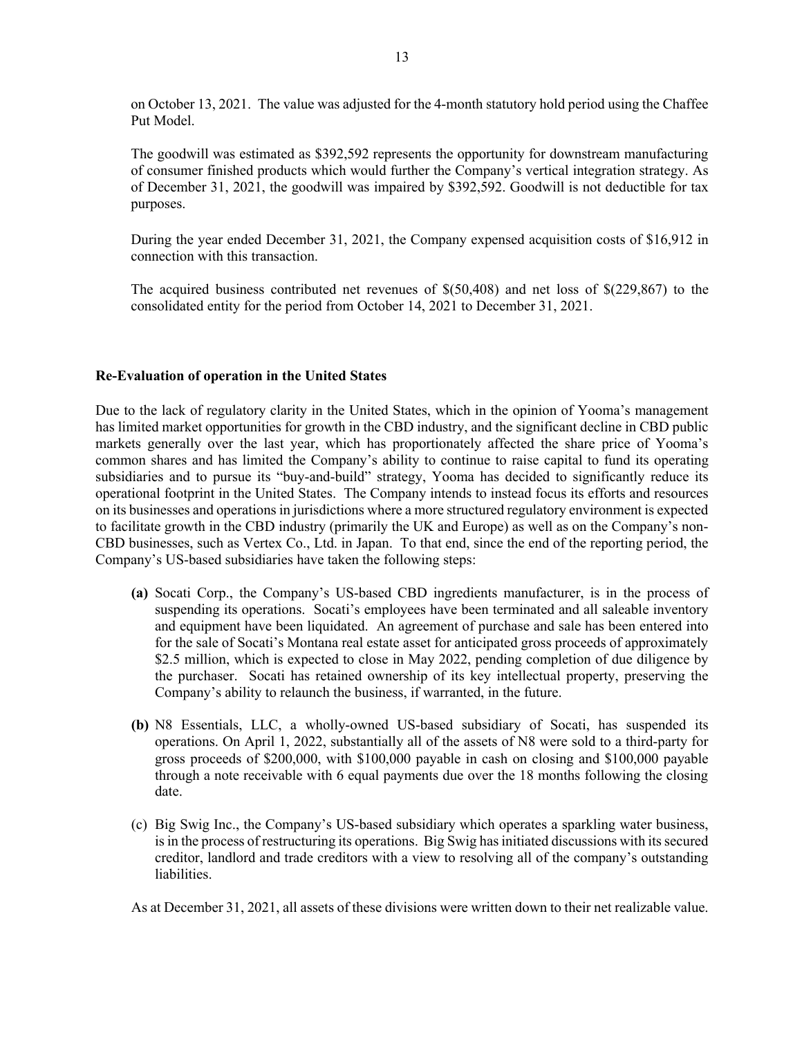on October 13, 2021. The value was adjusted for the 4-month statutory hold period using the Chaffee Put Model.

The goodwill was estimated as $392,592 represents the opportunity for downstream manufacturing of consumer finished products which would further the Company's vertical integration strategy. As of December 31, 2021, the goodwill was impaired by $392,592. Goodwill is not deductible for tax purposes.

During the year ended December 31, 2021, the Company expensed acquisition costs of $16,912 in connection with this transaction.

The acquired business contributed net revenues of $(50,408) and net loss of $(229,867) to the consolidated entity for the period from October 14, 2021 to December 31, 2021.

**Re-Evaluation of operation in the United States**

Due to the lack of regulatory clarity in the United States, which in the opinion of Yooma's management has limited market opportunities for growth in the CBD industry, and the significant decline in CBD public markets generally over the last year, which has proportionately affected the share price of Yooma's common shares and has limited the Company's ability to continue to raise capital to fund its operating subsidiaries and to pursue its "buy-and-build" strategy, Yooma has decided to significantly reduce its operational footprint in the United States. The Company intends to instead focus its efforts and resources on its businesses and operations in jurisdictions where a more structured regulatory environment is expected to facilitate growth in the CBD industry (primarily the UK and Europe) as well as on the Company's non-CBD businesses, such as Vertex Co., Ltd. in Japan. To that end, since the end of the reporting period, the Company's US-based subsidiaries have taken the following steps:

**(a)** Socati Corp., the Company's US-based CBD ingredients manufacturer, is in the process of suspending its operations. Socati's employees have been terminated and all saleable inventory and equipment have been liquidated. An agreement of purchase and sale has been entered into for the sale of Socati's Montana real estate asset for anticipated gross proceeds of approximately $2.5 million, which is expected to close in May 2022, pending completion of due diligence by the purchaser. Socati has retained ownership of its key intellectual property, preserving the Company's ability to relaunch the business, if warranted, in the future.

**(b)** N8 Essentials, LLC, a wholly-owned US-based subsidiary of Socati, has suspended its operations. On April 1, 2022, substantially all of the assets of N8 were sold to a third-party for gross proceeds of $200,000, with $100,000 payable in cash on closing and $100,000 payable through a note receivable with 6 equal payments due over the 18 months following the closing date.

(c) Big Swig Inc., the Company's US-based subsidiary which operates a sparkling water business, is in the process of restructuring its operations. Big Swig has initiated discussions with its secured creditor, landlord and trade creditors with a view to resolving all of the company's outstanding liabilities.

As at December 31, 2021, all assets of these divisions were written down to their net realizable value.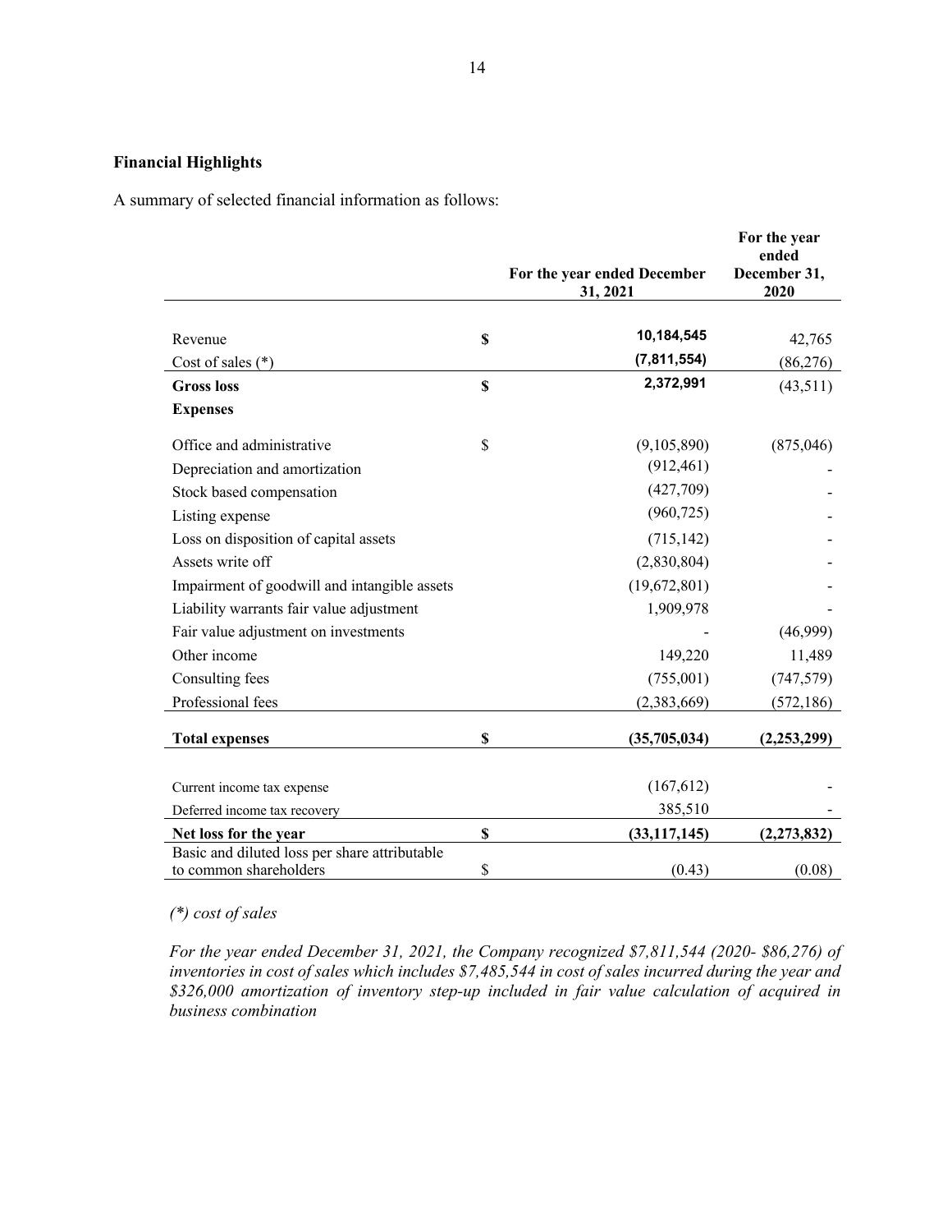**Financial Highlights**

A summary of selected financial information as follows:

| | | For the year ended December 31, 2021 | For the year ended December 31, 2020 |
|---|---|---|---|
| Revenue | $ | 10,184,545 | 42,765 |
| Cost of sales (*) | | (7,811,554) | (86,276) |
| **Gross loss** | **$** | **2,372,991** | (43,511) |
| **Expenses** | | | |
| Office and administrative | $ | (9,105,890) | (875,046) |
| Depreciation and amortization | | (912,461) | - |
| Stock based compensation | | (427,709) | - |
| Listing expense | | (960,725) | - |
| Loss on disposition of capital assets | | (715,142) | - |
| Assets write off | | (2,830,804) | - |
| Impairment of goodwill and intangible assets | | (19,672,801) | - |
| Liability warrants fair value adjustment | | 1,909,978 | - |
| Fair value adjustment on investments | | - | (46,999) |
| Other income | | 149,220 | 11,489 |
| Consulting fees | | (755,001) | (747,579) |
| Professional fees | | (2,383,669) | (572,186) |
| **Total expenses** | **$** | **(35,705,034)** | **(2,253,299)** |
| Current income tax expense | | (167,612) | - |
| Deferred income tax recovery | | 385,510 | - |
| **Net loss for the year** | **$** | **(33,117,145)** | **(2,273,832)** |
| Basic and diluted loss per share attributable to common shareholders | $ | (0.43) | (0.08) |

*(\*) cost of sales*

*For the year ended December 31, 2021, the Company recognized $7,811,544 (2020- $86,276) of inventories in cost of sales which includes $7,485,544 in cost of sales incurred during the year and $326,000 amortization of inventory step-up included in fair value calculation of acquired in business combination*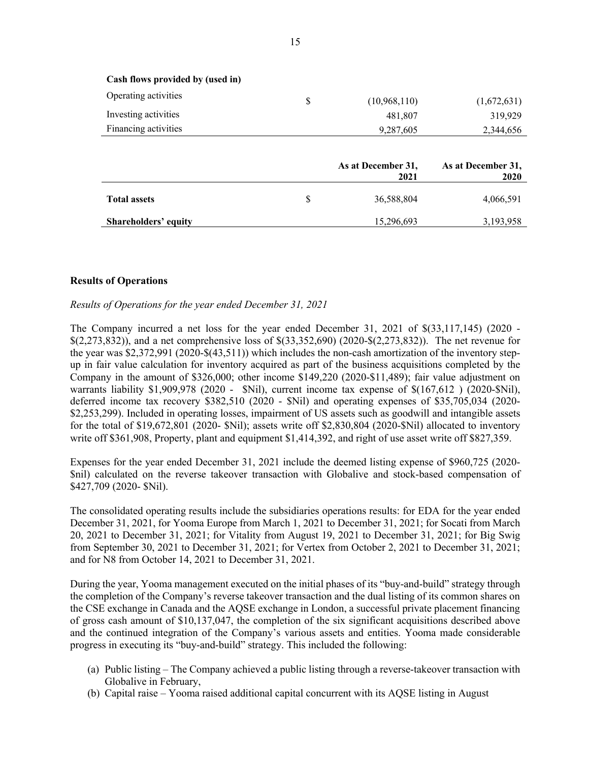| Cash flows provided by (used in) | | | |
|---|---|---|---|
| Operating activities | $ | (10,968,110) | (1,672,631) |
| Investing activities | | 481,807 | 319,929 |
| Financing activities | | 9,287,605 | 2,344,656 |

| | | As at December 31, 2021 | As at December 31, 2020 |
|---|---|---|---|
| **Total assets** | $ | 36,588,804 | 4,066,591 |
| **Shareholders' equity** | | 15,296,693 | 3,193,958 |

### Results of Operations

*Results of Operations for the year ended December 31, 2021*

The Company incurred a net loss for the year ended December 31, 2021 of $(33,117,145) (2020 - $(2,273,832)), and a net comprehensive loss of $(33,352,690) (2020-$(2,273,832)). The net revenue for the year was $2,372,991 (2020-$(43,511)) which includes the non-cash amortization of the inventory step-up in fair value calculation for inventory acquired as part of the business acquisitions completed by the Company in the amount of $326,000; other income $149,220 (2020-$11,489); fair value adjustment on warrants liability $1,909,978 (2020 - $Nil), current income tax expense of $(167,612 ) (2020-$Nil), deferred income tax recovery $382,510 (2020 - $Nil) and operating expenses of $35,705,034 (2020-$2,253,299). Included in operating losses, impairment of US assets such as goodwill and intangible assets for the total of $19,672,801 (2020- $Nil); assets write off $2,830,804 (2020-$Nil) allocated to inventory write off $361,908, Property, plant and equipment $1,414,392, and right of use asset write off $827,359.

Expenses for the year ended December 31, 2021 include the deemed listing expense of $960,725 (2020-$nil) calculated on the reverse takeover transaction with Globalive and stock-based compensation of $427,709 (2020- $Nil).

The consolidated operating results include the subsidiaries operations results: for EDA for the year ended December 31, 2021, for Yooma Europe from March 1, 2021 to December 31, 2021; for Socati from March 20, 2021 to December 31, 2021; for Vitality from August 19, 2021 to December 31, 2021; for Big Swig from September 30, 2021 to December 31, 2021; for Vertex from October 2, 2021 to December 31, 2021; and for N8 from October 14, 2021 to December 31, 2021.

During the year, Yooma management executed on the initial phases of its "buy-and-build" strategy through the completion of the Company's reverse takeover transaction and the dual listing of its common shares on the CSE exchange in Canada and the AQSE exchange in London, a successful private placement financing of gross cash amount of $10,137,047, the completion of the six significant acquisitions described above and the continued integration of the Company's various assets and entities. Yooma made considerable progress in executing its "buy-and-build" strategy. This included the following:

(a) Public listing – The Company achieved a public listing through a reverse-takeover transaction with Globalive in February,
(b) Capital raise – Yooma raised additional capital concurrent with its AQSE listing in August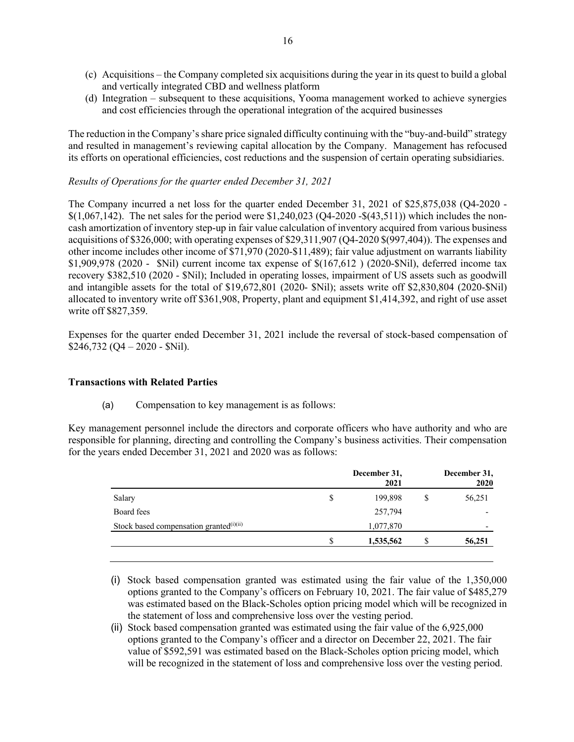(c) Acquisitions – the Company completed six acquisitions during the year in its quest to build a global and vertically integrated CBD and wellness platform
(d) Integration – subsequent to these acquisitions, Yooma management worked to achieve synergies and cost efficiencies through the operational integration of the acquired businesses

The reduction in the Company's share price signaled difficulty continuing with the "buy-and-build" strategy and resulted in management's reviewing capital allocation by the Company. Management has refocused its efforts on operational efficiencies, cost reductions and the suspension of certain operating subsidiaries.

*Results of Operations for the quarter ended December 31, 2021*

The Company incurred a net loss for the quarter ended December 31, 2021 of $25,875,038 (Q4-2020 - $(1,067,142). The net sales for the period were $1,240,023 (Q4-2020 -$(43,511)) which includes the non-cash amortization of inventory step-up in fair value calculation of inventory acquired from various business acquisitions of $326,000; with operating expenses of $29,311,907 (Q4-2020 $(997,404)). The expenses and other income includes other income of $71,970 (2020-$11,489); fair value adjustment on warrants liability $1,909,978 (2020 - $Nil) current income tax expense of $(167,612 ) (2020-$Nil), deferred income tax recovery $382,510 (2020 - $Nil); Included in operating losses, impairment of US assets such as goodwill and intangible assets for the total of $19,672,801 (2020- $Nil); assets write off $2,830,804 (2020-$Nil) allocated to inventory write off $361,908, Property, plant and equipment $1,414,392, and right of use asset write off $827,359.

Expenses for the quarter ended December 31, 2021 include the reversal of stock-based compensation of $246,732 (Q4 – 2020 - $Nil).

## Transactions with Related Parties

(a) Compensation to key management is as follows:

Key management personnel include the directors and corporate officers who have authority and who are responsible for planning, directing and controlling the Company's business activities. Their compensation for the years ended December 31, 2021 and 2020 was as follows:

| | December 31, 2021 | December 31, 2020 |
|---|---|---|
| Salary | $ 199,898 | $ 56,251 |
| Board fees | 257,794 | - |
| Stock based compensation granted(i)(ii) | 1,077,870 | - |
| | **$ 1,535,562** | **$ 56,251** |

(i) Stock based compensation granted was estimated using the fair value of the 1,350,000 options granted to the Company's officers on February 10, 2021. The fair value of $485,279 was estimated based on the Black-Scholes option pricing model which will be recognized in the statement of loss and comprehensive loss over the vesting period.
(ii) Stock based compensation granted was estimated using the fair value of the 6,925,000 options granted to the Company's officer and a director on December 22, 2021. The fair value of $592,591 was estimated based on the Black-Scholes option pricing model, which will be recognized in the statement of loss and comprehensive loss over the vesting period.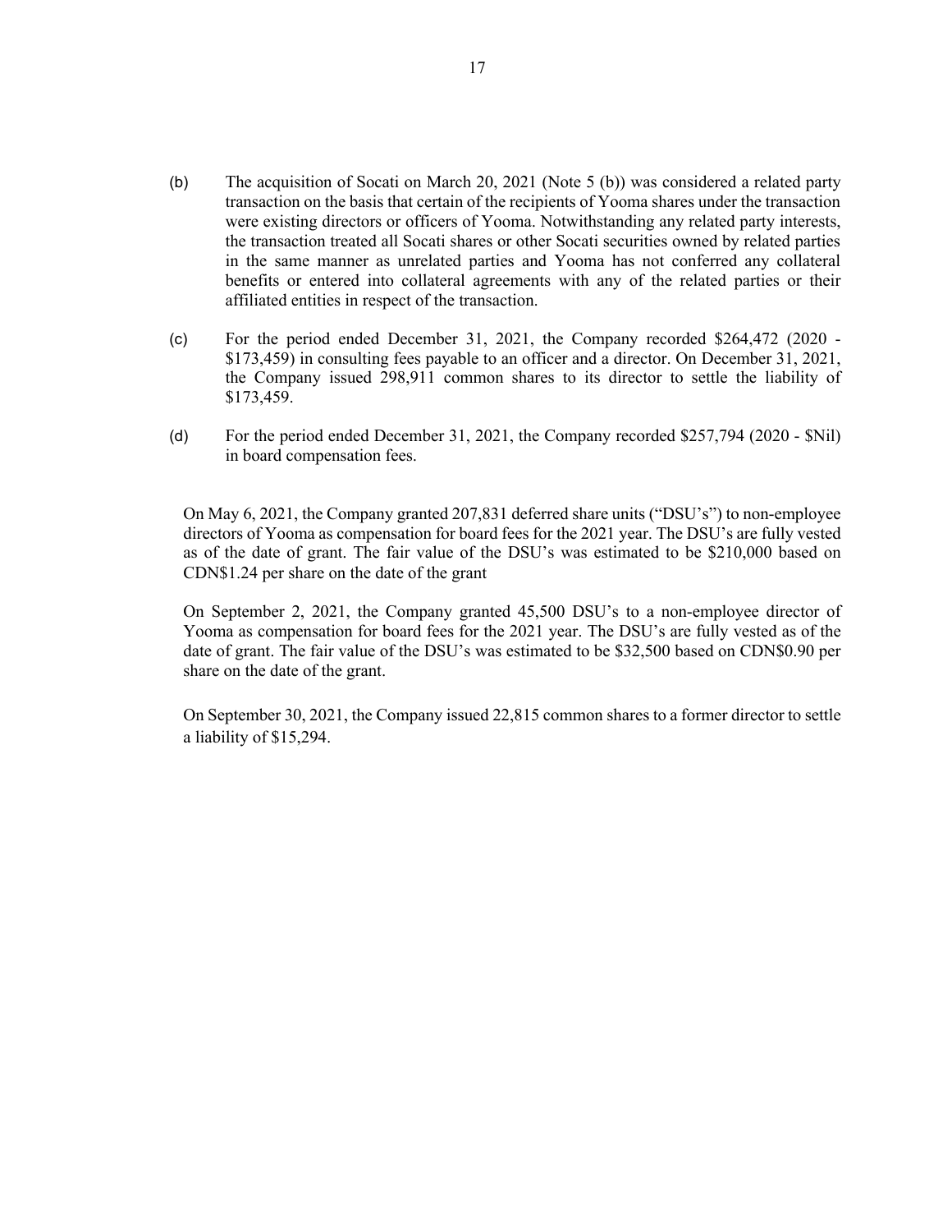(b) The acquisition of Socati on March 20, 2021 (Note 5 (b)) was considered a related party transaction on the basis that certain of the recipients of Yooma shares under the transaction were existing directors or officers of Yooma. Notwithstanding any related party interests, the transaction treated all Socati shares or other Socati securities owned by related parties in the same manner as unrelated parties and Yooma has not conferred any collateral benefits or entered into collateral agreements with any of the related parties or their affiliated entities in respect of the transaction.

(c) For the period ended December 31, 2021, the Company recorded $264,472 (2020 - $173,459) in consulting fees payable to an officer and a director. On December 31, 2021, the Company issued 298,911 common shares to its director to settle the liability of $173,459.

(d) For the period ended December 31, 2021, the Company recorded $257,794 (2020 - $Nil) in board compensation fees.

On May 6, 2021, the Company granted 207,831 deferred share units ("DSU's") to non-employee directors of Yooma as compensation for board fees for the 2021 year. The DSU's are fully vested as of the date of grant. The fair value of the DSU's was estimated to be $210,000 based on CDN$1.24 per share on the date of the grant

On September 2, 2021, the Company granted 45,500 DSU's to a non-employee director of Yooma as compensation for board fees for the 2021 year. The DSU's are fully vested as of the date of grant. The fair value of the DSU's was estimated to be $32,500 based on CDN$0.90 per share on the date of the grant.

On September 30, 2021, the Company issued 22,815 common shares to a former director to settle a liability of $15,294.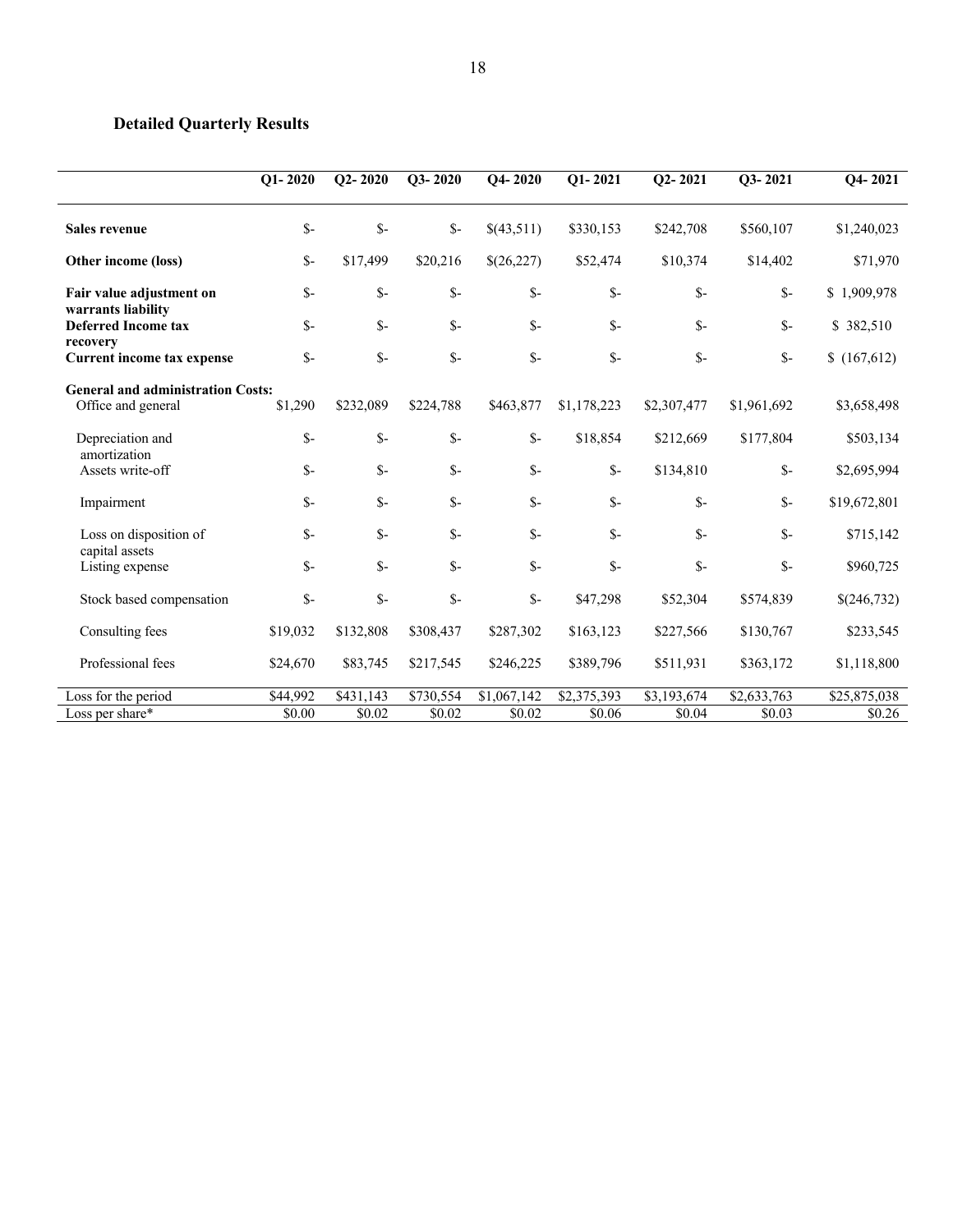### Detailed Quarterly Results

| | Q1- 2020 | Q2- 2020 | Q3- 2020 | Q4- 2020 | Q1- 2021 | Q2- 2021 | Q3- 2021 | Q4- 2021 |
|---|---|---|---|---|---|---|---|---|
| **Sales revenue** | $- | $- | $- | $(43,511) | $330,153 | $242,708 | $560,107 | $1,240,023 |
| **Other income (loss)** | $- | $17,499 | $20,216 | $(26,227) | $52,474 | $10,374 | $14,402 | $71,970 |
| **Fair value adjustment on warrants liability** | $- | $- | $- | $- | $- | $- | $- | $ 1,909,978 |
| **Deferred Income tax recovery** | $- | $- | $- | $- | $- | $- | $- | $ 382,510 |
| **Current income tax expense** | $- | $- | $- | $- | $- | $- | $- | $ (167,612) |
| **General and administration Costs:** | | | | | | | | |
| Office and general | $1,290 | $232,089 | $224,788 | $463,877 | $1,178,223 | $2,307,477 | $1,961,692 | $3,658,498 |
| Depreciation and amortization | $- | $- | $- | $- | $18,854 | $212,669 | $177,804 | $503,134 |
| Assets write-off | $- | $- | $- | $- | $- | $134,810 | $- | $2,695,994 |
| Impairment | $- | $- | $- | $- | $- | $- | $- | $19,672,801 |
| Loss on disposition of capital assets | $- | $- | $- | $- | $- | $- | $- | $715,142 |
| Listing expense | $- | $- | $- | $- | $- | $- | $- | $960,725 |
| Stock based compensation | $- | $- | $- | $- | $47,298 | $52,304 | $574,839 | $(246,732) |
| Consulting fees | $19,032 | $132,808 | $308,437 | $287,302 | $163,123 | $227,566 | $130,767 | $233,545 |
| Professional fees | $24,670 | $83,745 | $217,545 | $246,225 | $389,796 | $511,931 | $363,172 | $1,118,800 |
| Loss for the period | $44,992 | $431,143 | $730,554 | $1,067,142 | $2,375,393 | $3,193,674 | $2,633,763 | $25,875,038 |
| Loss per share* | $0.00 | $0.02 | $0.02 | $0.02 | $0.06 | $0.04 | $0.03 | $0.26 |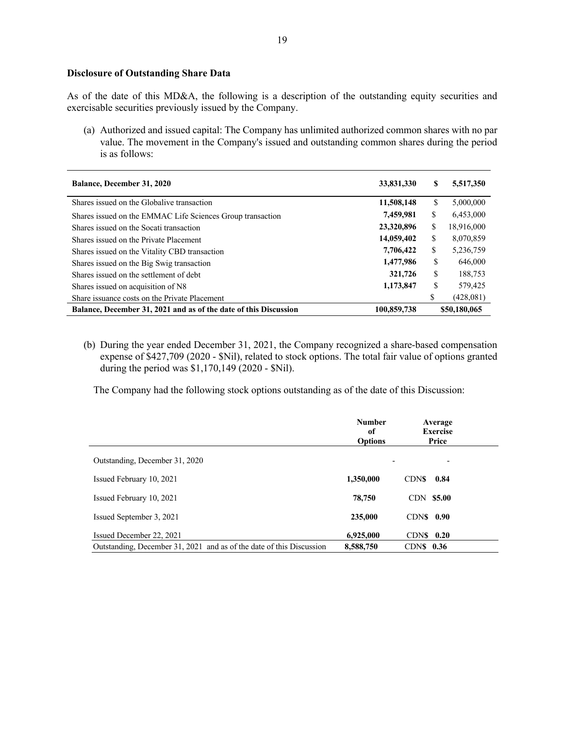### Disclosure of Outstanding Share Data

As of the date of this MD&A, the following is a description of the outstanding equity securities and exercisable securities previously issued by the Company.

(a) Authorized and issued capital: The Company has unlimited authorized common shares with no par value. The movement in the Company's issued and outstanding common shares during the period is as follows:

| **Balance, December 31, 2020** | **33,831,330** | **$** | **5,517,350** |
|---|---|---|---|
| Shares issued on the Globalive transaction | **11,508,148** | $ | 5,000,000 |
| Shares issued on the EMMAC Life Sciences Group transaction | **7,459,981** | $ | 6,453,000 |
| Shares issued on the Socati transaction | **23,320,896** | $ | 18,916,000 |
| Shares issued on the Private Placement | **14,059,402** | $ | 8,070,859 |
| Shares issued on the Vitality CBD transaction | **7,706,422** | $ | 5,236,759 |
| Shares issued on the Big Swig transaction | **1,477,986** | $ | 646,000 |
| Shares issued on the settlement of debt | **321,726** | $ | 188,753 |
| Shares issued on acquisition of N8 | **1,173,847** | $ | 579,425 |
| Share issuance costs on the Private Placement | | $ | (428,081) |
| **Balance, December 31, 2021 and as of the date of this Discussion** | **100,859,738** | | **$50,180,065** |

(b) During the year ended December 31, 2021, the Company recognized a share-based compensation expense of $427,709 (2020 - $Nil), related to stock options. The total fair value of options granted during the period was $1,170,149 (2020 - $Nil).

The Company had the following stock options outstanding as of the date of this Discussion:

| | **Number of Options** | **Average Exercise Price** |
|---|---|---|
| Outstanding, December 31, 2020 | - | - |
| Issued February 10, 2021 | **1,350,000** | CDN$ **0.84** |
| Issued February 10, 2021 | **78,750** | CDN **$5.00** |
| Issued September 3, 2021 | **235,000** | CDN$ **0.90** |
| Issued December 22, 2021 | **6,925,000** | CDN$ **0.20** |
| Outstanding, December 31, 2021 and as of the date of this Discussion | **8,588,750** | CDN$ **0.36** |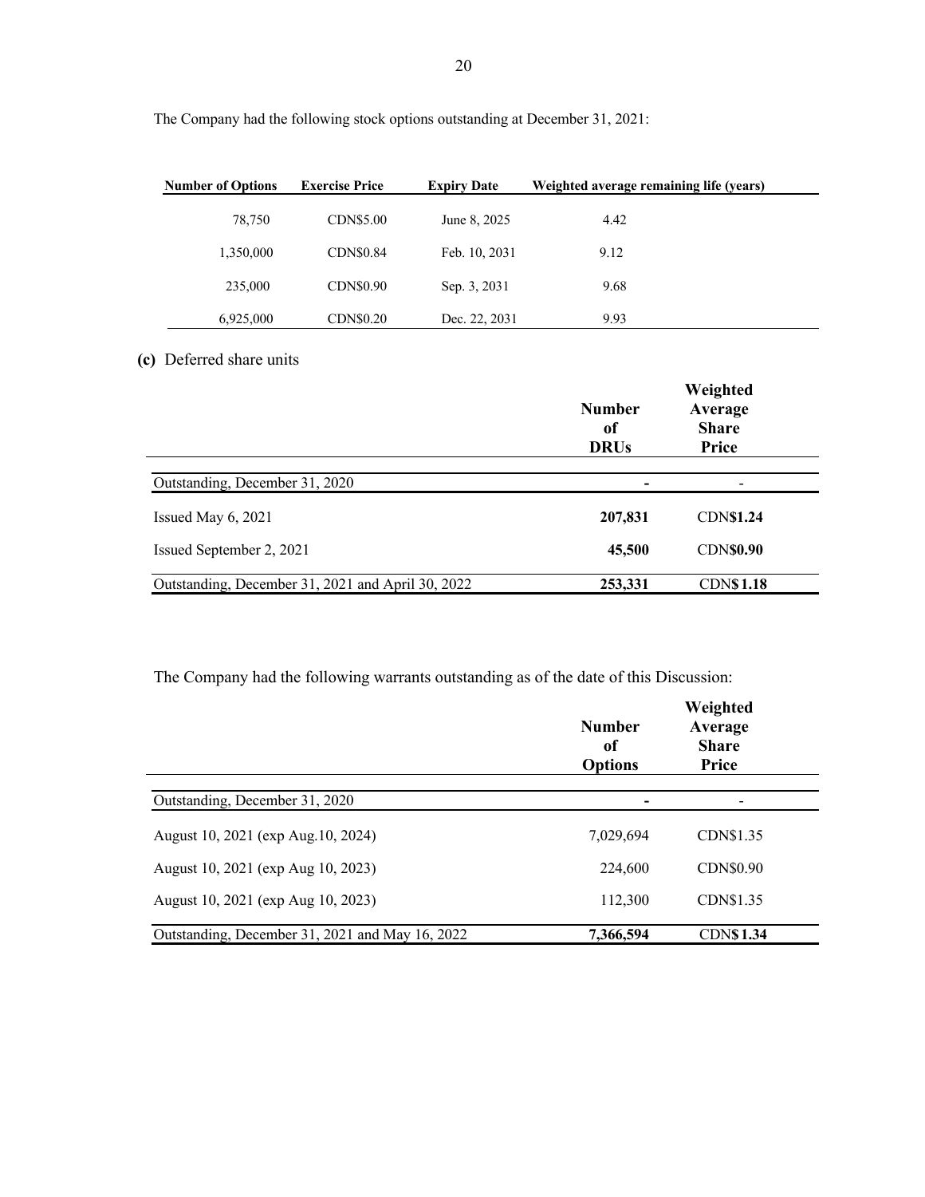The Company had the following stock options outstanding at December 31, 2021:

| Number of Options | Exercise Price | Expiry Date | Weighted average remaining life (years) |
|---|---|---|---|
| 78,750 | CDN$5.00 | June 8, 2025 | 4.42 |
| 1,350,000 | CDN$0.84 | Feb. 10, 2031 | 9.12 |
| 235,000 | CDN$0.90 | Sep. 3, 2031 | 9.68 |
| 6,925,000 | CDN$0.20 | Dec. 22, 2031 | 9.93 |

**(c)** Deferred share units

| | Number of DRUs | Weighted Average Share Price |
|---|---|---|
| Outstanding, December 31, 2020 | - | - |
| Issued May 6, 2021 | **207,831** | CDN**$1.24** |
| Issued September 2, 2021 | **45,500** | CDN**$0.90** |
| Outstanding, December 31, 2021 and April 30, 2022 | **253,331** | CDN**$1.18** |

The Company had the following warrants outstanding as of the date of this Discussion:

| | Number of Options | Weighted Average Share Price |
|---|---|---|
| Outstanding, December 31, 2020 | - | - |
| August 10, 2021 (exp Aug.10, 2024) | 7,029,694 | CDN$1.35 |
| August 10, 2021 (exp Aug 10, 2023) | 224,600 | CDN$0.90 |
| August 10, 2021 (exp Aug 10, 2023) | 112,300 | CDN$1.35 |
| Outstanding, December 31, 2021 and May 16, 2022 | **7,366,594** | CDN**$1.34** |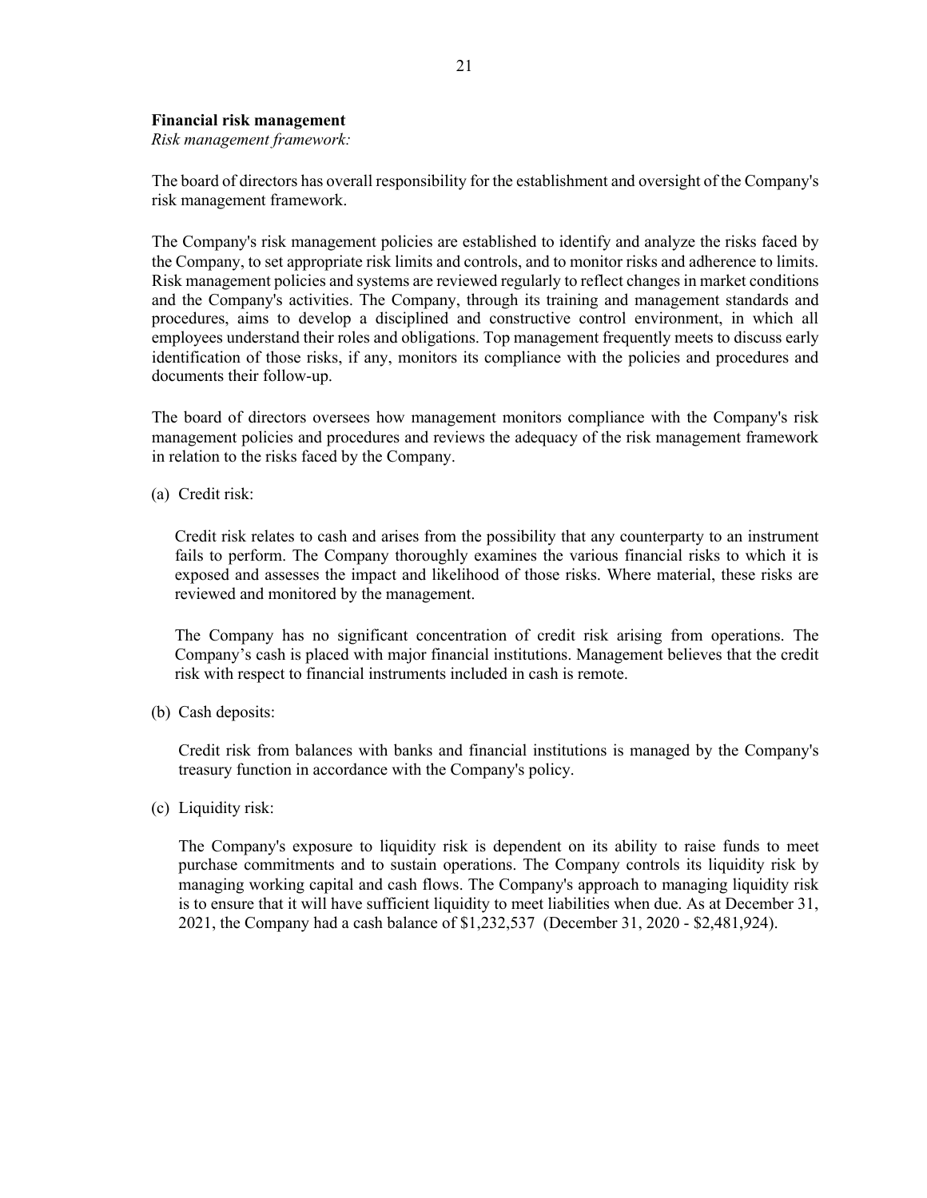**Financial risk management**

*Risk management framework:*

The board of directors has overall responsibility for the establishment and oversight of the Company's risk management framework.

The Company's risk management policies are established to identify and analyze the risks faced by the Company, to set appropriate risk limits and controls, and to monitor risks and adherence to limits. Risk management policies and systems are reviewed regularly to reflect changes in market conditions and the Company's activities. The Company, through its training and management standards and procedures, aims to develop a disciplined and constructive control environment, in which all employees understand their roles and obligations. Top management frequently meets to discuss early identification of those risks, if any, monitors its compliance with the policies and procedures and documents their follow-up.

The board of directors oversees how management monitors compliance with the Company's risk management policies and procedures and reviews the adequacy of the risk management framework in relation to the risks faced by the Company.

(a) Credit risk:

Credit risk relates to cash and arises from the possibility that any counterparty to an instrument fails to perform. The Company thoroughly examines the various financial risks to which it is exposed and assesses the impact and likelihood of those risks. Where material, these risks are reviewed and monitored by the management.

The Company has no significant concentration of credit risk arising from operations. The Company's cash is placed with major financial institutions. Management believes that the credit risk with respect to financial instruments included in cash is remote.

(b) Cash deposits:

Credit risk from balances with banks and financial institutions is managed by the Company's treasury function in accordance with the Company's policy.

(c) Liquidity risk:

The Company's exposure to liquidity risk is dependent on its ability to raise funds to meet purchase commitments and to sustain operations. The Company controls its liquidity risk by managing working capital and cash flows. The Company's approach to managing liquidity risk is to ensure that it will have sufficient liquidity to meet liabilities when due. As at December 31, 2021, the Company had a cash balance of $1,232,537 (December 31, 2020 - $2,481,924).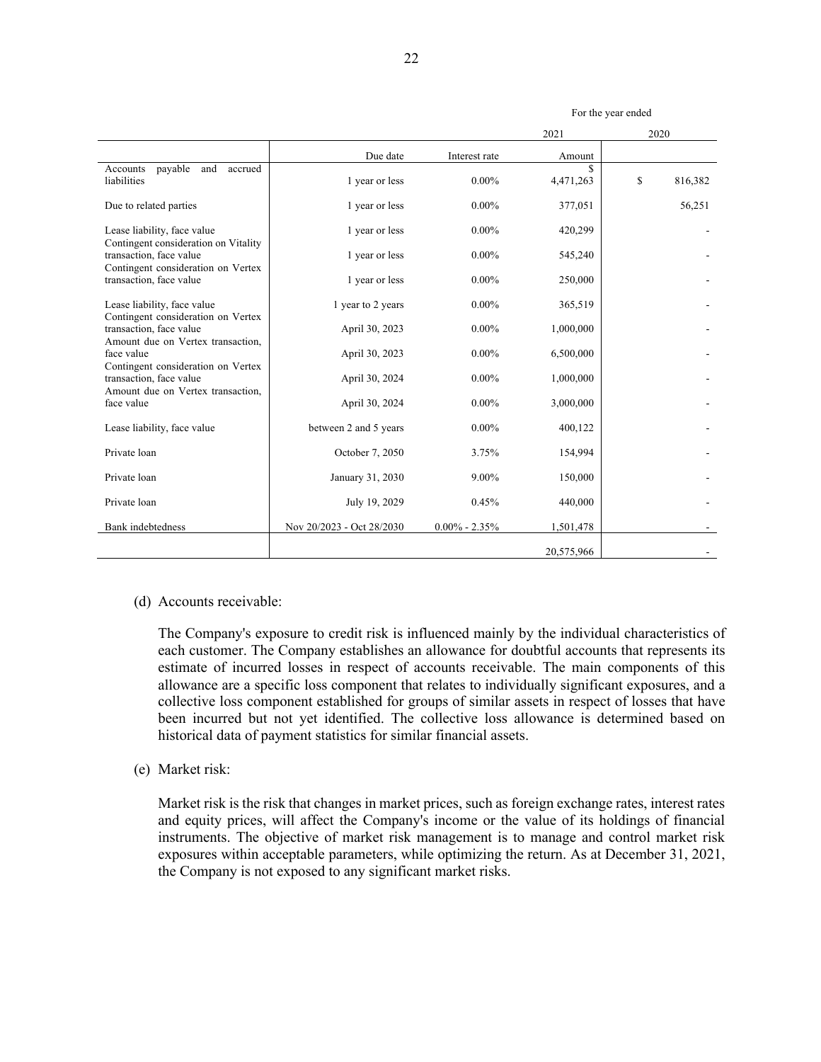| | | | For the year ended | |
|---|---|---|---|---|
| | | | 2021 | 2020 |
| | Due date | Interest rate | Amount | |
| Accounts payable and accrued liabilities | 1 year or less | 0.00% | $ 4,471,263 | $ 816,382 |
| Due to related parties | 1 year or less | 0.00% | 377,051 | 56,251 |
| Lease liability, face value | 1 year or less | 0.00% | 420,299 | - |
| Contingent consideration on Vitality transaction, face value | 1 year or less | 0.00% | 545,240 | - |
| Contingent consideration on Vertex transaction, face value | 1 year or less | 0.00% | 250,000 | - |
| Lease liability, face value | 1 year to 2 years | 0.00% | 365,519 | - |
| Contingent consideration on Vertex transaction, face value | April 30, 2023 | 0.00% | 1,000,000 | - |
| Amount due on Vertex transaction, face value | April 30, 2023 | 0.00% | 6,500,000 | - |
| Contingent consideration on Vertex transaction, face value | April 30, 2024 | 0.00% | 1,000,000 | - |
| Amount due on Vertex transaction, face value | April 30, 2024 | 0.00% | 3,000,000 | - |
| Lease liability, face value | between 2 and 5 years | 0.00% | 400,122 | - |
| Private loan | October 7, 2050 | 3.75% | 154,994 | - |
| Private loan | January 31, 2030 | 9.00% | 150,000 | - |
| Private loan | July 19, 2029 | 0.45% | 440,000 | - |
| Bank indebtedness | Nov 20/2023 - Oct 28/2030 | 0.00% - 2.35% | 1,501,478 | - |
| | | | 20,575,966 | - |

(d) Accounts receivable:

The Company's exposure to credit risk is influenced mainly by the individual characteristics of each customer. The Company establishes an allowance for doubtful accounts that represents its estimate of incurred losses in respect of accounts receivable. The main components of this allowance are a specific loss component that relates to individually significant exposures, and a collective loss component established for groups of similar assets in respect of losses that have been incurred but not yet identified. The collective loss allowance is determined based on historical data of payment statistics for similar financial assets.

(e) Market risk:

Market risk is the risk that changes in market prices, such as foreign exchange rates, interest rates and equity prices, will affect the Company's income or the value of its holdings of financial instruments. The objective of market risk management is to manage and control market risk exposures within acceptable parameters, while optimizing the return. As at December 31, 2021, the Company is not exposed to any significant market risks.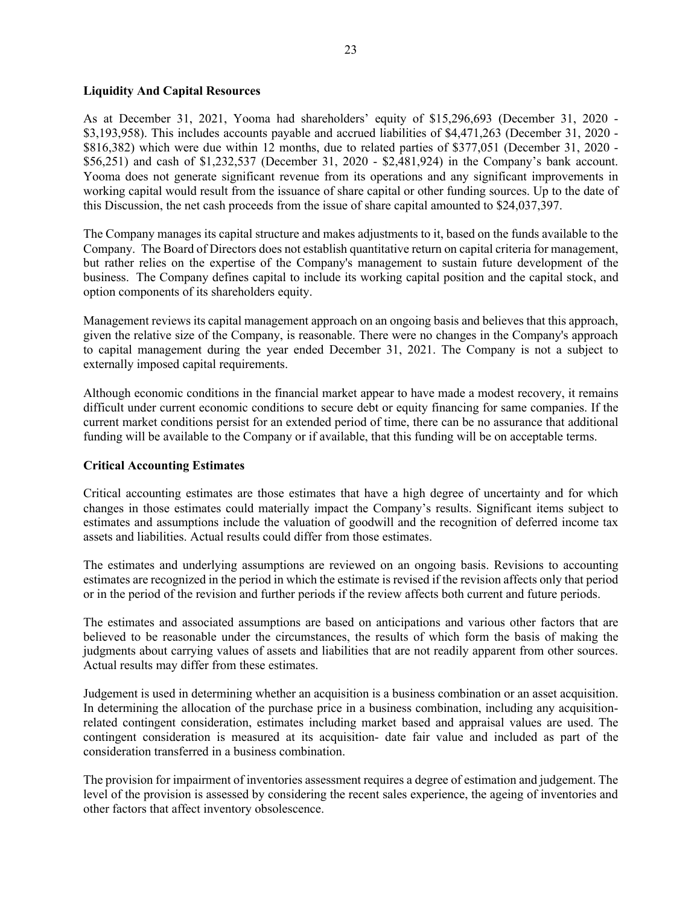**Liquidity And Capital Resources**

As at December 31, 2021, Yooma had shareholders' equity of $15,296,693 (December 31, 2020 - $3,193,958). This includes accounts payable and accrued liabilities of $4,471,263 (December 31, 2020 - $816,382) which were due within 12 months, due to related parties of $377,051 (December 31, 2020 - $56,251) and cash of $1,232,537 (December 31, 2020 - $2,481,924) in the Company's bank account. Yooma does not generate significant revenue from its operations and any significant improvements in working capital would result from the issuance of share capital or other funding sources. Up to the date of this Discussion, the net cash proceeds from the issue of share capital amounted to $24,037,397.

The Company manages its capital structure and makes adjustments to it, based on the funds available to the Company. The Board of Directors does not establish quantitative return on capital criteria for management, but rather relies on the expertise of the Company's management to sustain future development of the business. The Company defines capital to include its working capital position and the capital stock, and option components of its shareholders equity.

Management reviews its capital management approach on an ongoing basis and believes that this approach, given the relative size of the Company, is reasonable. There were no changes in the Company's approach to capital management during the year ended December 31, 2021. The Company is not a subject to externally imposed capital requirements.

Although economic conditions in the financial market appear to have made a modest recovery, it remains difficult under current economic conditions to secure debt or equity financing for same companies. If the current market conditions persist for an extended period of time, there can be no assurance that additional funding will be available to the Company or if available, that this funding will be on acceptable terms.

**Critical Accounting Estimates**

Critical accounting estimates are those estimates that have a high degree of uncertainty and for which changes in those estimates could materially impact the Company's results. Significant items subject to estimates and assumptions include the valuation of goodwill and the recognition of deferred income tax assets and liabilities. Actual results could differ from those estimates.

The estimates and underlying assumptions are reviewed on an ongoing basis. Revisions to accounting estimates are recognized in the period in which the estimate is revised if the revision affects only that period or in the period of the revision and further periods if the review affects both current and future periods.

The estimates and associated assumptions are based on anticipations and various other factors that are believed to be reasonable under the circumstances, the results of which form the basis of making the judgments about carrying values of assets and liabilities that are not readily apparent from other sources. Actual results may differ from these estimates.

Judgement is used in determining whether an acquisition is a business combination or an asset acquisition. In determining the allocation of the purchase price in a business combination, including any acquisition-related contingent consideration, estimates including market based and appraisal values are used. The contingent consideration is measured at its acquisition- date fair value and included as part of the consideration transferred in a business combination.

The provision for impairment of inventories assessment requires a degree of estimation and judgement. The level of the provision is assessed by considering the recent sales experience, the ageing of inventories and other factors that affect inventory obsolescence.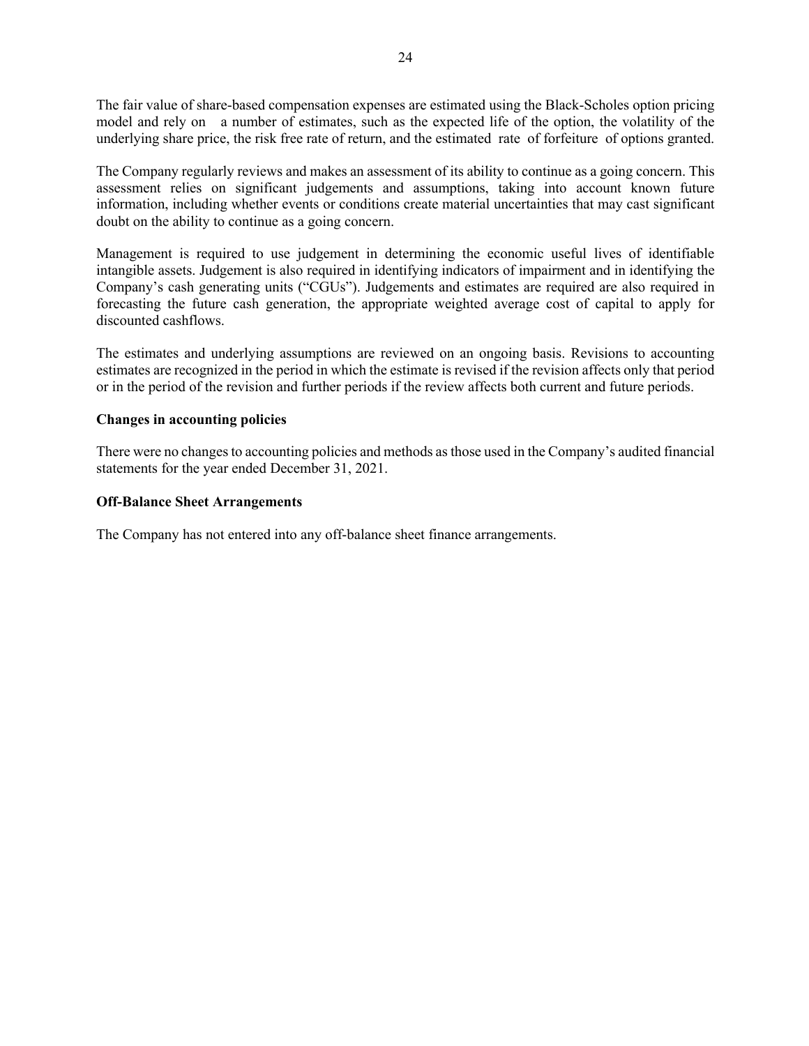The fair value of share-based compensation expenses are estimated using the Black-Scholes option pricing model and rely on a number of estimates, such as the expected life of the option, the volatility of the underlying share price, the risk free rate of return, and the estimated rate of forfeiture of options granted.

The Company regularly reviews and makes an assessment of its ability to continue as a going concern. This assessment relies on significant judgements and assumptions, taking into account known future information, including whether events or conditions create material uncertainties that may cast significant doubt on the ability to continue as a going concern.

Management is required to use judgement in determining the economic useful lives of identifiable intangible assets. Judgement is also required in identifying indicators of impairment and in identifying the Company's cash generating units ("CGUs"). Judgements and estimates are required are also required in forecasting the future cash generation, the appropriate weighted average cost of capital to apply for discounted cashflows.

The estimates and underlying assumptions are reviewed on an ongoing basis. Revisions to accounting estimates are recognized in the period in which the estimate is revised if the revision affects only that period or in the period of the revision and further periods if the review affects both current and future periods.

**Changes in accounting policies**

There were no changes to accounting policies and methods as those used in the Company's audited financial statements for the year ended December 31, 2021.

**Off-Balance Sheet Arrangements**

The Company has not entered into any off-balance sheet finance arrangements.